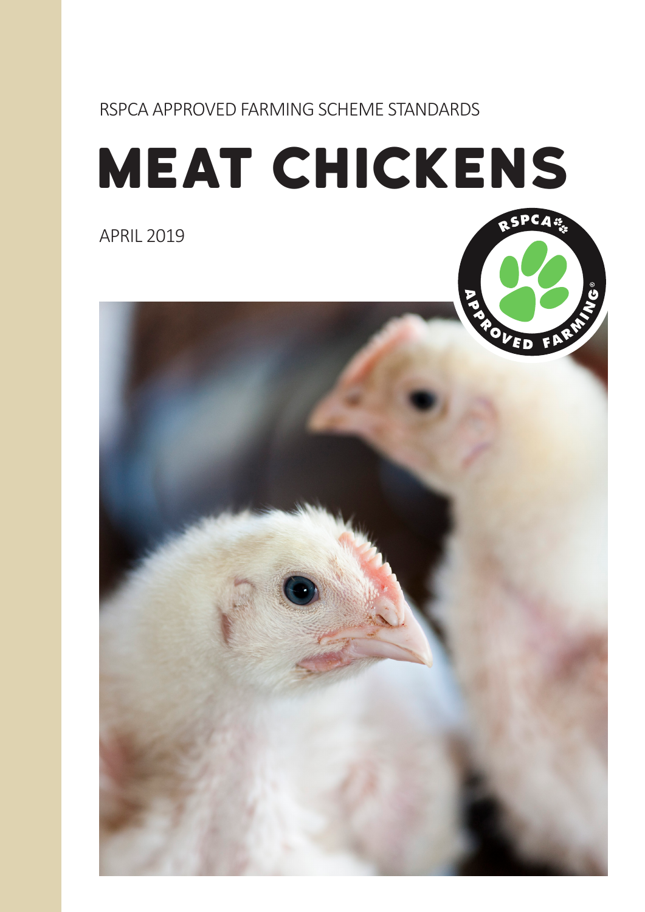RSPCA APPROVED FARMING SCHEME STANDARDS

# MEAT CHICKENS

APRIL 2019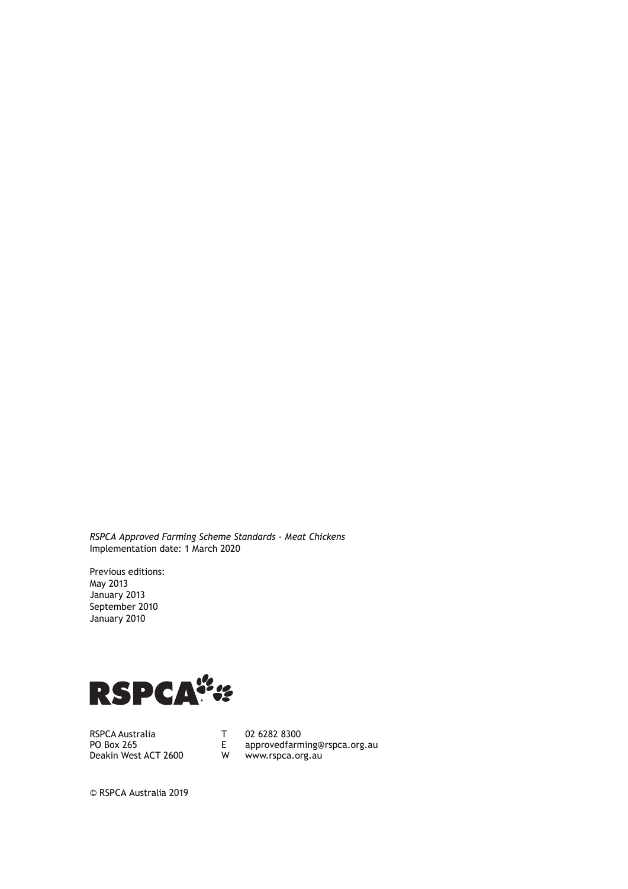*RSPCA Approved Farming Scheme Standards - Meat Chickens*
Implementation date: 1 March 2020

Previous editions:
May 2013
January 2013
September 2010
January 2010

RSPCA Australia
PO Box 265
Deakin West ACT 2600

T 02 6282 8300
E approvedfarming@rspca.org.au
W www.rspca.org.au

© RSPCA Australia 2019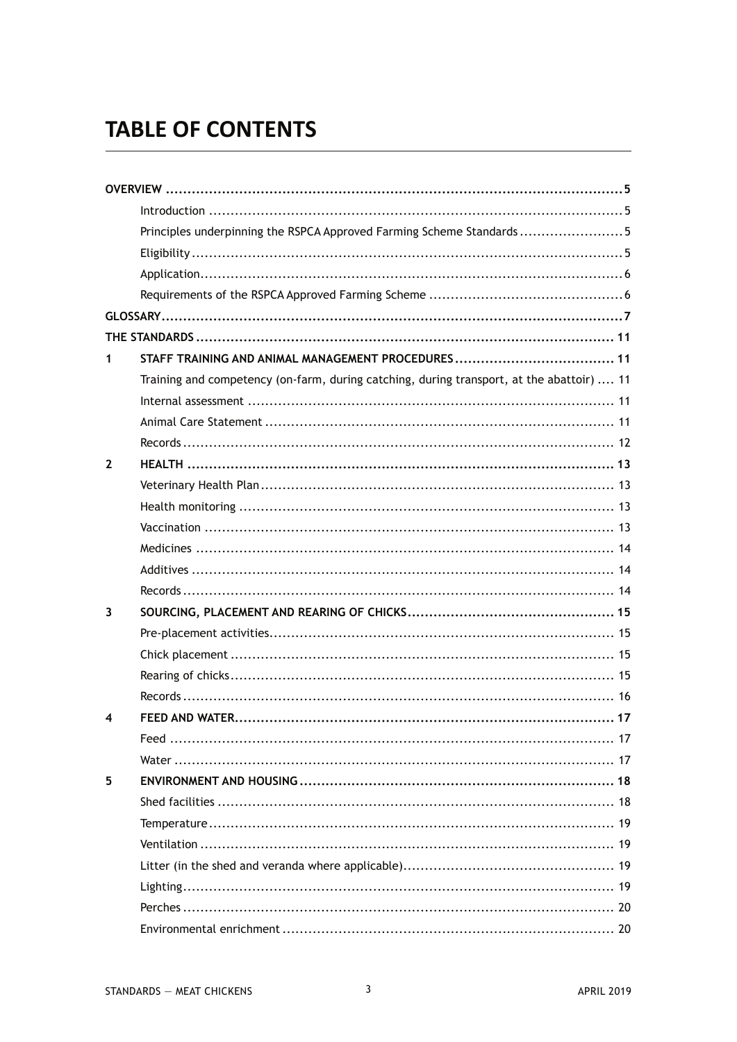# TABLE OF CONTENTS

| | | |
|---|---|---|
| **OVERVIEW** | | **5** |
| | Introduction | 5 |
| | Principles underpinning the RSPCA Approved Farming Scheme Standards | 5 |
| | Eligibility | 5 |
| | Application | 6 |
| | Requirements of the RSPCA Approved Farming Scheme | 6 |
| **GLOSSARY** | | **7** |
| **THE STANDARDS** | | **11** |
| **1** | **STAFF TRAINING AND ANIMAL MANAGEMENT PROCEDURES** | **11** |
| | Training and competency (on-farm, during catching, during transport, at the abattoir) | 11 |
| | Internal assessment | 11 |
| | Animal Care Statement | 11 |
| | Records | 12 |
| **2** | **HEALTH** | **13** |
| | Veterinary Health Plan | 13 |
| | Health monitoring | 13 |
| | Vaccination | 13 |
| | Medicines | 14 |
| | Additives | 14 |
| | Records | 14 |
| **3** | **SOURCING, PLACEMENT AND REARING OF CHICKS** | **15** |
| | Pre-placement activities | 15 |
| | Chick placement | 15 |
| | Rearing of chicks | 15 |
| | Records | 16 |
| **4** | **FEED AND WATER** | **17** |
| | Feed | 17 |
| | Water | 17 |
| **5** | **ENVIRONMENT AND HOUSING** | **18** |
| | Shed facilities | 18 |
| | Temperature | 19 |
| | Ventilation | 19 |
| | Litter (in the shed and veranda where applicable) | 19 |
| | Lighting | 19 |
| | Perches | 20 |
| | Environmental enrichment | 20 |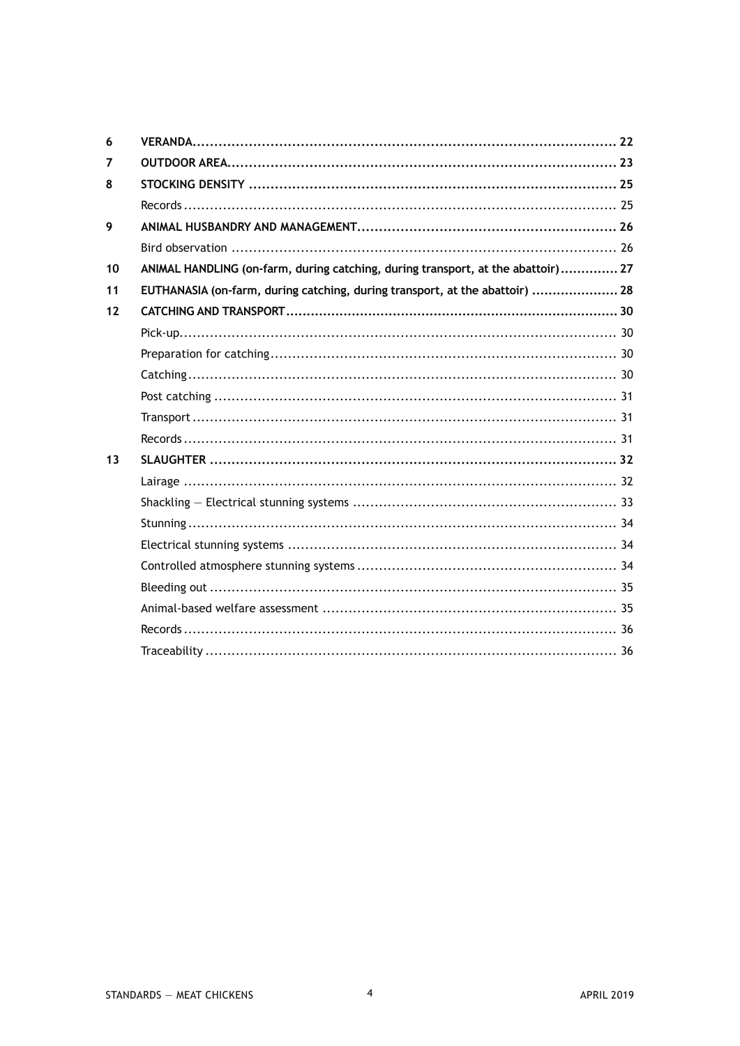| | | |
|---|---|---|
| **6** | **VERANDA** | **22** |
| **7** | **OUTDOOR AREA** | **23** |
| **8** | **STOCKING DENSITY** | **25** |
| | Records | 25 |
| **9** | **ANIMAL HUSBANDRY AND MANAGEMENT** | **26** |
| | Bird observation | 26 |
| **10** | **ANIMAL HANDLING (on-farm, during catching, during transport, at the abattoir)** | **27** |
| **11** | **EUTHANASIA (on-farm, during catching, during transport, at the abattoir)** | **28** |
| **12** | **CATCHING AND TRANSPORT** | **30** |
| | Pick-up | 30 |
| | Preparation for catching | 30 |
| | Catching | 30 |
| | Post catching | 31 |
| | Transport | 31 |
| | Records | 31 |
| **13** | **SLAUGHTER** | **32** |
| | Lairage | 32 |
| | Shackling — Electrical stunning systems | 33 |
| | Stunning | 34 |
| | Electrical stunning systems | 34 |
| | Controlled atmosphere stunning systems | 34 |
| | Bleeding out | 35 |
| | Animal-based welfare assessment | 35 |
| | Records | 36 |
| | Traceability | 36 |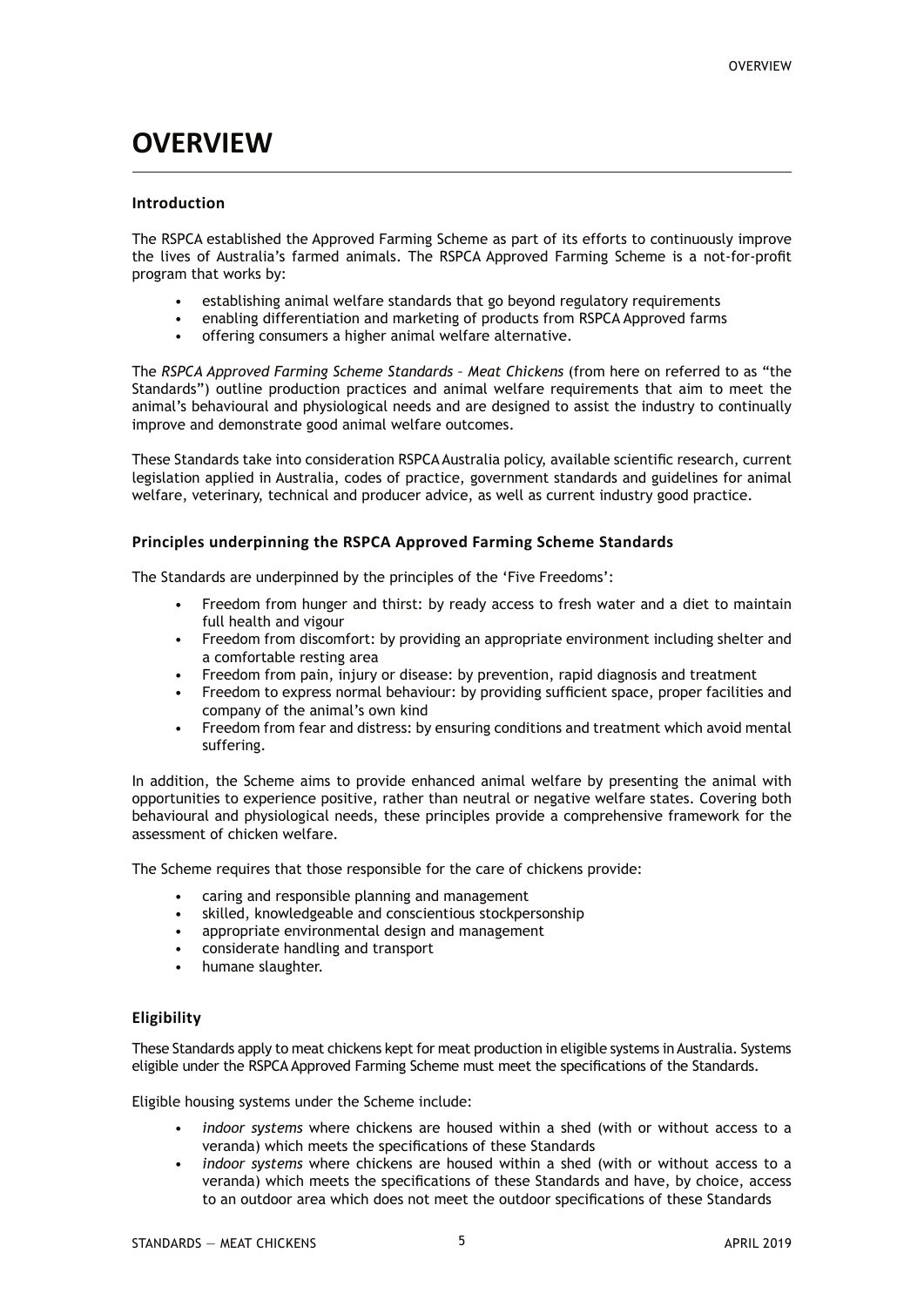# OVERVIEW

### Introduction

The RSPCA established the Approved Farming Scheme as part of its efforts to continuously improve the lives of Australia's farmed animals. The RSPCA Approved Farming Scheme is a not-for-profit program that works by:

- establishing animal welfare standards that go beyond regulatory requirements
- enabling differentiation and marketing of products from RSPCA Approved farms
- offering consumers a higher animal welfare alternative.

The *RSPCA Approved Farming Scheme Standards – Meat Chickens* (from here on referred to as "the Standards") outline production practices and animal welfare requirements that aim to meet the animal's behavioural and physiological needs and are designed to assist the industry to continually improve and demonstrate good animal welfare outcomes.

These Standards take into consideration RSPCA Australia policy, available scientific research, current legislation applied in Australia, codes of practice, government standards and guidelines for animal welfare, veterinary, technical and producer advice, as well as current industry good practice.

### Principles underpinning the RSPCA Approved Farming Scheme Standards

The Standards are underpinned by the principles of the 'Five Freedoms':

- Freedom from hunger and thirst: by ready access to fresh water and a diet to maintain full health and vigour
- Freedom from discomfort: by providing an appropriate environment including shelter and a comfortable resting area
- Freedom from pain, injury or disease: by prevention, rapid diagnosis and treatment
- Freedom to express normal behaviour: by providing sufficient space, proper facilities and company of the animal's own kind
- Freedom from fear and distress: by ensuring conditions and treatment which avoid mental suffering.

In addition, the Scheme aims to provide enhanced animal welfare by presenting the animal with opportunities to experience positive, rather than neutral or negative welfare states. Covering both behavioural and physiological needs, these principles provide a comprehensive framework for the assessment of chicken welfare.

The Scheme requires that those responsible for the care of chickens provide:

- caring and responsible planning and management
- skilled, knowledgeable and conscientious stockpersonship
- appropriate environmental design and management
- considerate handling and transport
- humane slaughter.

### Eligibility

These Standards apply to meat chickens kept for meat production in eligible systems in Australia. Systems eligible under the RSPCA Approved Farming Scheme must meet the specifications of the Standards.

Eligible housing systems under the Scheme include:

- *indoor systems* where chickens are housed within a shed (with or without access to a veranda) which meets the specifications of these Standards
- *indoor systems* where chickens are housed within a shed (with or without access to a veranda) which meets the specifications of these Standards and have, by choice, access to an outdoor area which does not meet the outdoor specifications of these Standards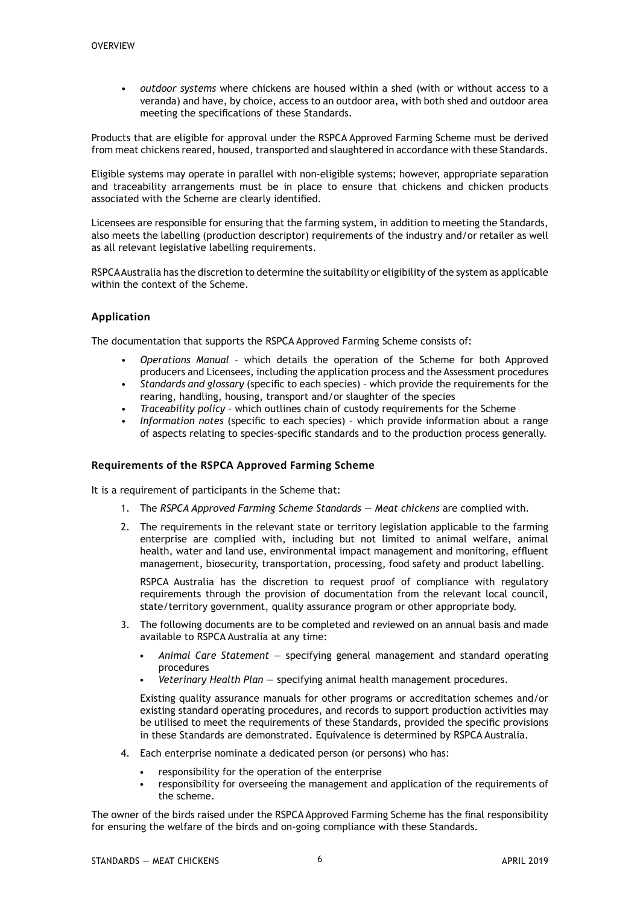- *outdoor systems* where chickens are housed within a shed (with or without access to a veranda) and have, by choice, access to an outdoor area, with both shed and outdoor area meeting the specifications of these Standards.

Products that are eligible for approval under the RSPCA Approved Farming Scheme must be derived from meat chickens reared, housed, transported and slaughtered in accordance with these Standards.

Eligible systems may operate in parallel with non-eligible systems; however, appropriate separation and traceability arrangements must be in place to ensure that chickens and chicken products associated with the Scheme are clearly identified.

Licensees are responsible for ensuring that the farming system, in addition to meeting the Standards, also meets the labelling (production descriptor) requirements of the industry and/or retailer as well as all relevant legislative labelling requirements.

RSPCA Australia has the discretion to determine the suitability or eligibility of the system as applicable within the context of the Scheme.

## Application

The documentation that supports the RSPCA Approved Farming Scheme consists of:

- *Operations Manual* – which details the operation of the Scheme for both Approved producers and Licensees, including the application process and the Assessment procedures
- *Standards and glossary* (specific to each species) – which provide the requirements for the rearing, handling, housing, transport and/or slaughter of the species
- *Traceability policy* – which outlines chain of custody requirements for the Scheme
- *Information notes* (specific to each species) – which provide information about a range of aspects relating to species-specific standards and to the production process generally.

## Requirements of the RSPCA Approved Farming Scheme

It is a requirement of participants in the Scheme that:

1. The *RSPCA Approved Farming Scheme Standards — Meat chickens* are complied with.
2. The requirements in the relevant state or territory legislation applicable to the farming enterprise are complied with, including but not limited to animal welfare, animal health, water and land use, environmental impact management and monitoring, effluent management, biosecurity, transportation, processing, food safety and product labelling.

   RSPCA Australia has the discretion to request proof of compliance with regulatory requirements through the provision of documentation from the relevant local council, state/territory government, quality assurance program or other appropriate body.
3. The following documents are to be completed and reviewed on an annual basis and made available to RSPCA Australia at any time:
   - *Animal Care Statement* — specifying general management and standard operating procedures
   - *Veterinary Health Plan* — specifying animal health management procedures.

   Existing quality assurance manuals for other programs or accreditation schemes and/or existing standard operating procedures, and records to support production activities may be utilised to meet the requirements of these Standards, provided the specific provisions in these Standards are demonstrated. Equivalence is determined by RSPCA Australia.
4. Each enterprise nominate a dedicated person (or persons) who has:
   - responsibility for the operation of the enterprise
   - responsibility for overseeing the management and application of the requirements of the scheme.

The owner of the birds raised under the RSPCA Approved Farming Scheme has the final responsibility for ensuring the welfare of the birds and on-going compliance with these Standards.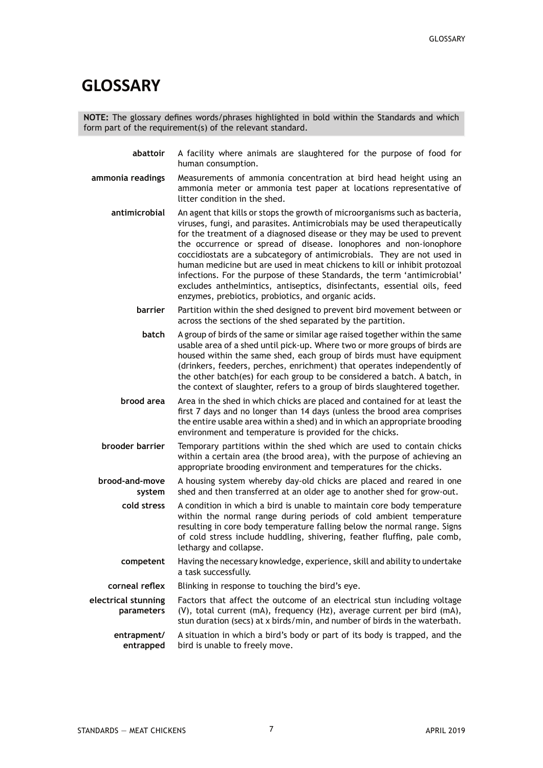# GLOSSARY

**NOTE:** The glossary defines words/phrases highlighted in bold within the Standards and which form part of the requirement(s) of the relevant standard.

**abattoir** A facility where animals are slaughtered for the purpose of food for human consumption.

**ammonia readings** Measurements of ammonia concentration at bird head height using an ammonia meter or ammonia test paper at locations representative of litter condition in the shed.

**antimicrobial** An agent that kills or stops the growth of microorganisms such as bacteria, viruses, fungi, and parasites. Antimicrobials may be used therapeutically for the treatment of a diagnosed disease or they may be used to prevent the occurrence or spread of disease. Ionophores and non-ionophore coccidiostats are a subcategory of antimicrobials. They are not used in human medicine but are used in meat chickens to kill or inhibit protozoal infections. For the purpose of these Standards, the term 'antimicrobial' excludes anthelmintics, antiseptics, disinfectants, essential oils, feed enzymes, prebiotics, probiotics, and organic acids.

**barrier** Partition within the shed designed to prevent bird movement between or across the sections of the shed separated by the partition.

**batch** A group of birds of the same or similar age raised together within the same usable area of a shed until pick-up. Where two or more groups of birds are housed within the same shed, each group of birds must have equipment (drinkers, feeders, perches, enrichment) that operates independently of the other batch(es) for each group to be considered a batch. A batch, in the context of slaughter, refers to a group of birds slaughtered together.

**brood area** Area in the shed in which chicks are placed and contained for at least the first 7 days and no longer than 14 days (unless the brood area comprises the entire usable area within a shed) and in which an appropriate brooding environment and temperature is provided for the chicks.

**brooder barrier** Temporary partitions within the shed which are used to contain chicks within a certain area (the brood area), with the purpose of achieving an appropriate brooding environment and temperatures for the chicks.

**brood-and-move system** A housing system whereby day-old chicks are placed and reared in one shed and then transferred at an older age to another shed for grow-out.

**cold stress** A condition in which a bird is unable to maintain core body temperature within the normal range during periods of cold ambient temperature resulting in core body temperature falling below the normal range. Signs of cold stress include huddling, shivering, feather fluffing, pale comb, lethargy and collapse.

**competent** Having the necessary knowledge, experience, skill and ability to undertake a task successfully.

**corneal reflex** Blinking in response to touching the bird's eye.

**electrical stunning parameters** Factors that affect the outcome of an electrical stun including voltage (V), total current (mA), frequency (Hz), average current per bird (mA), stun duration (secs) at x birds/min, and number of birds in the waterbath.

**entrapment/ entrapped** A situation in which a bird's body or part of its body is trapped, and the bird is unable to freely move.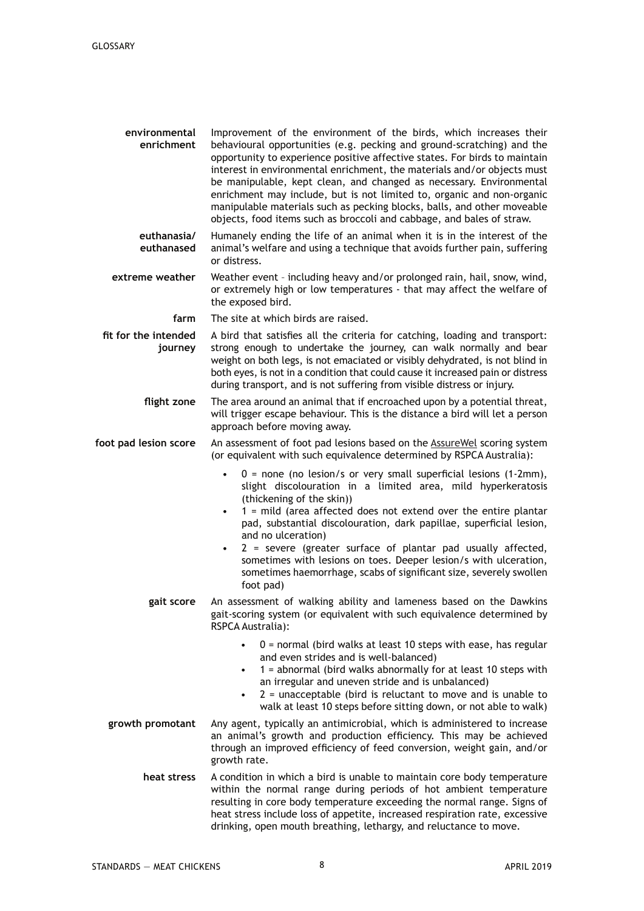**environmental enrichment** Improvement of the environment of the birds, which increases their behavioural opportunities (e.g. pecking and ground-scratching) and the opportunity to experience positive affective states. For birds to maintain interest in environmental enrichment, the materials and/or objects must be manipulable, kept clean, and changed as necessary. Environmental enrichment may include, but is not limited to, organic and non-organic manipulable materials such as pecking blocks, balls, and other moveable objects, food items such as broccoli and cabbage, and bales of straw.

**euthanasia/ euthanased** Humanely ending the life of an animal when it is in the interest of the animal's welfare and using a technique that avoids further pain, suffering or distress.

**extreme weather** Weather event – including heavy and/or prolonged rain, hail, snow, wind, or extremely high or low temperatures - that may affect the welfare of the exposed bird.

**farm** The site at which birds are raised.

**fit for the intended journey** A bird that satisfies all the criteria for catching, loading and transport: strong enough to undertake the journey, can walk normally and bear weight on both legs, is not emaciated or visibly dehydrated, is not blind in both eyes, is not in a condition that could cause it increased pain or distress during transport, and is not suffering from visible distress or injury.

**flight zone** The area around an animal that if encroached upon by a potential threat, will trigger escape behaviour. This is the distance a bird will let a person approach before moving away.

**foot pad lesion score** An assessment of foot pad lesions based on the AssureWel scoring system (or equivalent with such equivalence determined by RSPCA Australia):

- 0 = none (no lesion/s or very small superficial lesions (1-2mm), slight discolouration in a limited area, mild hyperkeratosis (thickening of the skin))
- 1 = mild (area affected does not extend over the entire plantar pad, substantial discolouration, dark papillae, superficial lesion, and no ulceration)
- 2 = severe (greater surface of plantar pad usually affected, sometimes with lesions on toes. Deeper lesion/s with ulceration, sometimes haemorrhage, scabs of significant size, severely swollen foot pad)

**gait score** An assessment of walking ability and lameness based on the Dawkins gait-scoring system (or equivalent with such equivalence determined by RSPCA Australia):

- 0 = normal (bird walks at least 10 steps with ease, has regular and even strides and is well-balanced)
- 1 = abnormal (bird walks abnormally for at least 10 steps with an irregular and uneven stride and is unbalanced)
- 2 = unacceptable (bird is reluctant to move and is unable to walk at least 10 steps before sitting down, or not able to walk)

**growth promotant** Any agent, typically an antimicrobial, which is administered to increase an animal's growth and production efficiency. This may be achieved through an improved efficiency of feed conversion, weight gain, and/or growth rate.

**heat stress** A condition in which a bird is unable to maintain core body temperature within the normal range during periods of hot ambient temperature resulting in core body temperature exceeding the normal range. Signs of heat stress include loss of appetite, increased respiration rate, excessive drinking, open mouth breathing, lethargy, and reluctance to move.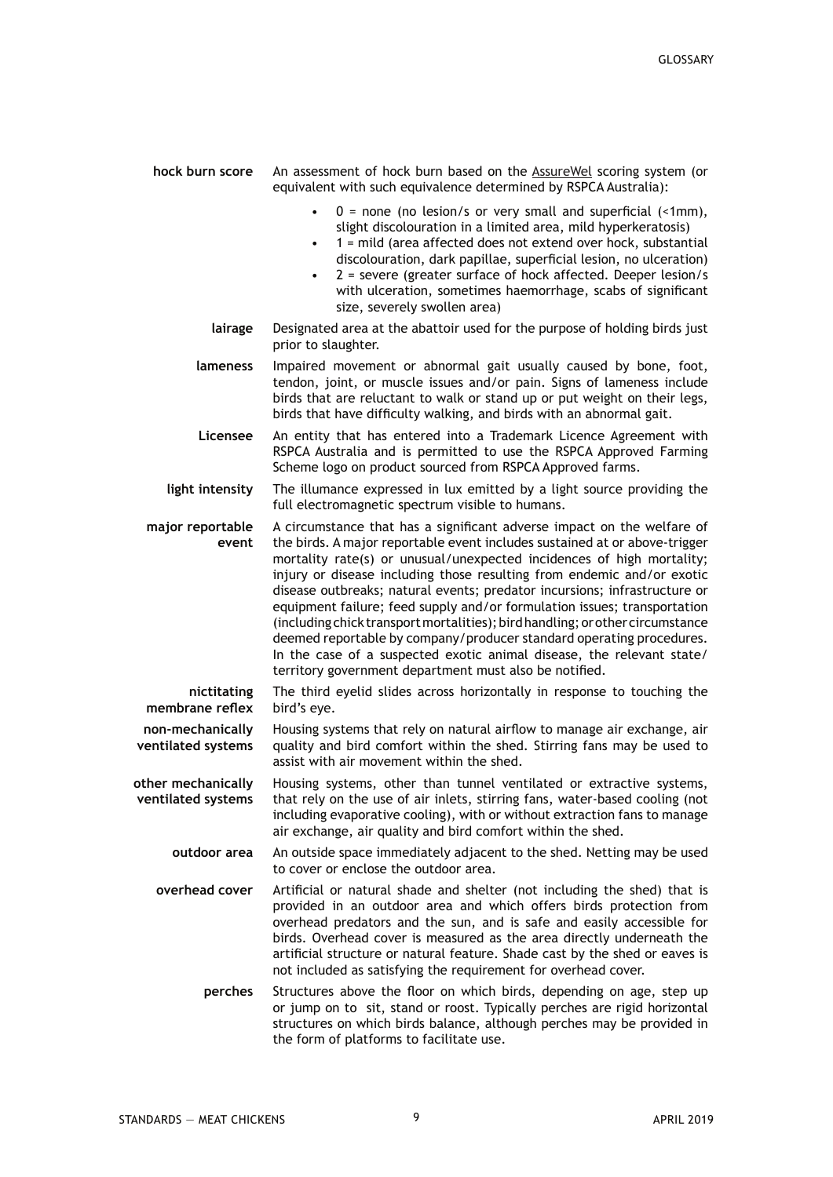**hock burn score** An assessment of hock burn based on the AssureWel scoring system (or equivalent with such equivalence determined by RSPCA Australia):

- 0 = none (no lesion/s or very small and superficial (<1mm), slight discolouration in a limited area, mild hyperkeratosis)
- 1 = mild (area affected does not extend over hock, substantial discolouration, dark papillae, superficial lesion, no ulceration)
- 2 = severe (greater surface of hock affected. Deeper lesion/s with ulceration, sometimes haemorrhage, scabs of significant size, severely swollen area)

**lairage** Designated area at the abattoir used for the purpose of holding birds just prior to slaughter.

**lameness** Impaired movement or abnormal gait usually caused by bone, foot, tendon, joint, or muscle issues and/or pain. Signs of lameness include birds that are reluctant to walk or stand up or put weight on their legs, birds that have difficulty walking, and birds with an abnormal gait.

**Licensee** An entity that has entered into a Trademark Licence Agreement with RSPCA Australia and is permitted to use the RSPCA Approved Farming Scheme logo on product sourced from RSPCA Approved farms.

**light intensity** The illumance expressed in lux emitted by a light source providing the full electromagnetic spectrum visible to humans.

**major reportable event** A circumstance that has a significant adverse impact on the welfare of the birds. A major reportable event includes sustained at or above-trigger mortality rate(s) or unusual/unexpected incidences of high mortality; injury or disease including those resulting from endemic and/or exotic disease outbreaks; natural events; predator incursions; infrastructure or equipment failure; feed supply and/or formulation issues; transportation (including chick transport mortalities); bird handling; or other circumstance deemed reportable by company/producer standard operating procedures. In the case of a suspected exotic animal disease, the relevant state/territory government department must also be notified.

**nictitating membrane reflex** The third eyelid slides across horizontally in response to touching the bird's eye.

**non-mechanically ventilated systems** Housing systems that rely on natural airflow to manage air exchange, air quality and bird comfort within the shed. Stirring fans may be used to assist with air movement within the shed.

**other mechanically ventilated systems** Housing systems, other than tunnel ventilated or extractive systems, that rely on the use of air inlets, stirring fans, water-based cooling (not including evaporative cooling), with or without extraction fans to manage air exchange, air quality and bird comfort within the shed.

**outdoor area** An outside space immediately adjacent to the shed. Netting may be used to cover or enclose the outdoor area.

**overhead cover** Artificial or natural shade and shelter (not including the shed) that is provided in an outdoor area and which offers birds protection from overhead predators and the sun, and is safe and easily accessible for birds. Overhead cover is measured as the area directly underneath the artificial structure or natural feature. Shade cast by the shed or eaves is not included as satisfying the requirement for overhead cover.

**perches** Structures above the floor on which birds, depending on age, step up or jump on to sit, stand or roost. Typically perches are rigid horizontal structures on which birds balance, although perches may be provided in the form of platforms to facilitate use.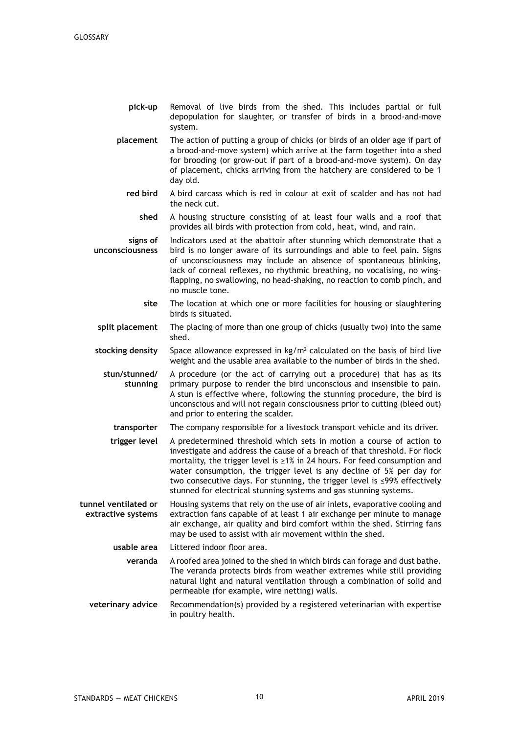**pick-up** Removal of live birds from the shed. This includes partial or full depopulation for slaughter, or transfer of birds in a brood-and-move system.

**placement** The action of putting a group of chicks (or birds of an older age if part of a brood-and-move system) which arrive at the farm together into a shed for brooding (or grow-out if part of a brood-and-move system). On day of placement, chicks arriving from the hatchery are considered to be 1 day old.

**red bird** A bird carcass which is red in colour at exit of scalder and has not had the neck cut.

**shed** A housing structure consisting of at least four walls and a roof that provides all birds with protection from cold, heat, wind, and rain.

**signs of unconsciousness** Indicators used at the abattoir after stunning which demonstrate that a bird is no longer aware of its surroundings and able to feel pain. Signs of unconsciousness may include an absence of spontaneous blinking, lack of corneal reflexes, no rhythmic breathing, no vocalising, no wing-flapping, no swallowing, no head-shaking, no reaction to comb pinch, and no muscle tone.

**site** The location at which one or more facilities for housing or slaughtering birds is situated.

**split placement** The placing of more than one group of chicks (usually two) into the same shed.

**stocking density** Space allowance expressed in $kg/m^2$ calculated on the basis of bird live weight and the usable area available to the number of birds in the shed.

**stun/stunned/ stunning** A procedure (or the act of carrying out a procedure) that has as its primary purpose to render the bird unconscious and insensible to pain. A stun is effective where, following the stunning procedure, the bird is unconscious and will not regain consciousness prior to cutting (bleed out) and prior to entering the scalder.

**transporter** The company responsible for a livestock transport vehicle and its driver.

**trigger level** A predetermined threshold which sets in motion a course of action to investigate and address the cause of a breach of that threshold. For flock mortality, the trigger level is ≥1% in 24 hours. For feed consumption and water consumption, the trigger level is any decline of 5% per day for two consecutive days. For stunning, the trigger level is ≤99% effectively stunned for electrical stunning systems and gas stunning systems.

**tunnel ventilated or extractive systems** Housing systems that rely on the use of air inlets, evaporative cooling and extraction fans capable of at least 1 air exchange per minute to manage air exchange, air quality and bird comfort within the shed. Stirring fans may be used to assist with air movement within the shed.

**usable area** Littered indoor floor area.

**veranda** A roofed area joined to the shed in which birds can forage and dust bathe. The veranda protects birds from weather extremes while still providing natural light and natural ventilation through a combination of solid and permeable (for example, wire netting) walls.

**veterinary advice** Recommendation(s) provided by a registered veterinarian with expertise in poultry health.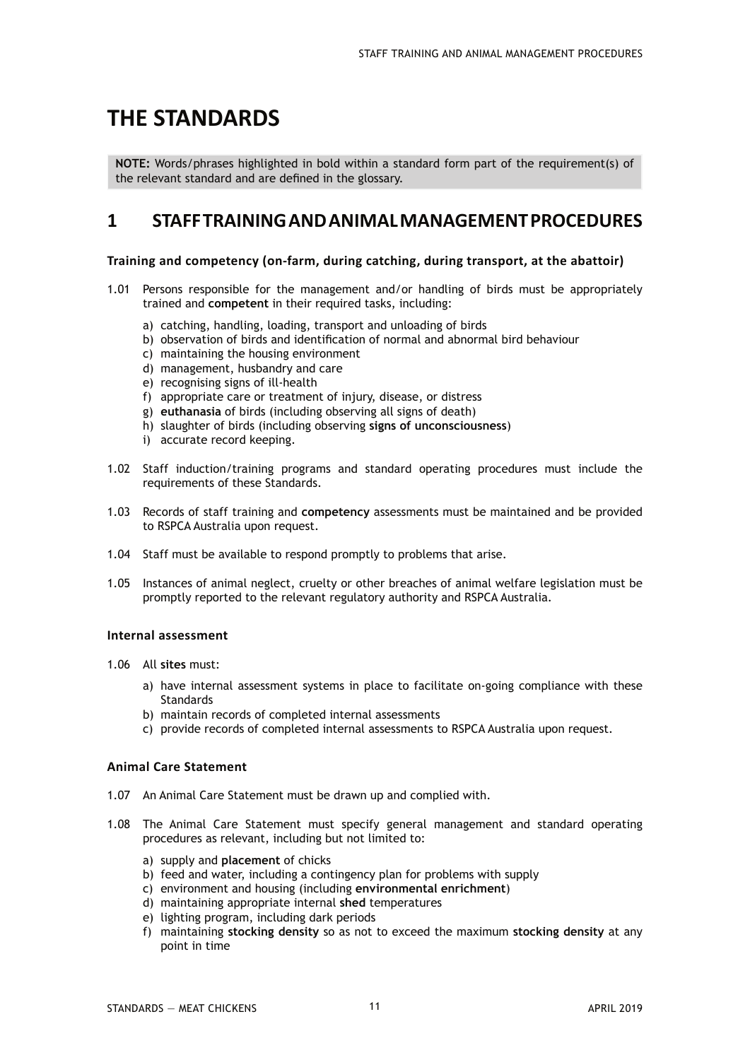# THE STANDARDS

**NOTE:** Words/phrases highlighted in bold within a standard form part of the requirement(s) of the relevant standard and are defined in the glossary.

## 1 STAFF TRAINING AND ANIMAL MANAGEMENT PROCEDURES

### Training and competency (on-farm, during catching, during transport, at the abattoir)

1.01 Persons responsible for the management and/or handling of birds must be appropriately trained and **competent** in their required tasks, including:

- a) catching, handling, loading, transport and unloading of birds
- b) observation of birds and identification of normal and abnormal bird behaviour
- c) maintaining the housing environment
- d) management, husbandry and care
- e) recognising signs of ill-health
- f) appropriate care or treatment of injury, disease, or distress
- g) **euthanasia** of birds (including observing all signs of death)
- h) slaughter of birds (including observing **signs of unconsciousness**)
- i) accurate record keeping.

1.02 Staff induction/training programs and standard operating procedures must include the requirements of these Standards.

1.03 Records of staff training and **competency** assessments must be maintained and be provided to RSPCA Australia upon request.

1.04 Staff must be available to respond promptly to problems that arise.

1.05 Instances of animal neglect, cruelty or other breaches of animal welfare legislation must be promptly reported to the relevant regulatory authority and RSPCA Australia.

### Internal assessment

1.06 All **sites** must:

- a) have internal assessment systems in place to facilitate on-going compliance with these Standards
- b) maintain records of completed internal assessments
- c) provide records of completed internal assessments to RSPCA Australia upon request.

### Animal Care Statement

1.07 An Animal Care Statement must be drawn up and complied with.

1.08 The Animal Care Statement must specify general management and standard operating procedures as relevant, including but not limited to:

- a) supply and **placement** of chicks
- b) feed and water, including a contingency plan for problems with supply
- c) environment and housing (including **environmental enrichment**)
- d) maintaining appropriate internal **shed** temperatures
- e) lighting program, including dark periods
- f) maintaining **stocking density** so as not to exceed the maximum **stocking density** at any point in time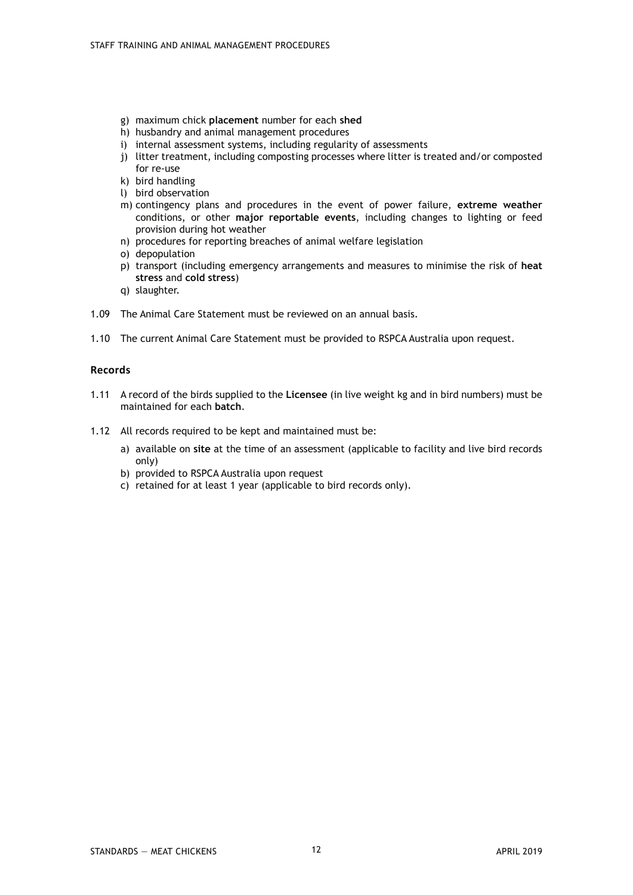g) maximum chick **placement** number for each **shed**
h) husbandry and animal management procedures
i) internal assessment systems, including regularity of assessments
j) litter treatment, including composting processes where litter is treated and/or composted for re-use
k) bird handling
l) bird observation
m) contingency plans and procedures in the event of power failure, **extreme weather** conditions, or other **major reportable events**, including changes to lighting or feed provision during hot weather
n) procedures for reporting breaches of animal welfare legislation
o) depopulation
p) transport (including emergency arrangements and measures to minimise the risk of **heat stress** and **cold stress**)
q) slaughter.

1.09 The Animal Care Statement must be reviewed on an annual basis.

1.10 The current Animal Care Statement must be provided to RSPCA Australia upon request.

### Records

1.11 A record of the birds supplied to the **Licensee** (in live weight kg and in bird numbers) must be maintained for each **batch**.

1.12 All records required to be kept and maintained must be:

a) available on **site** at the time of an assessment (applicable to facility and live bird records only)
b) provided to RSPCA Australia upon request
c) retained for at least 1 year (applicable to bird records only).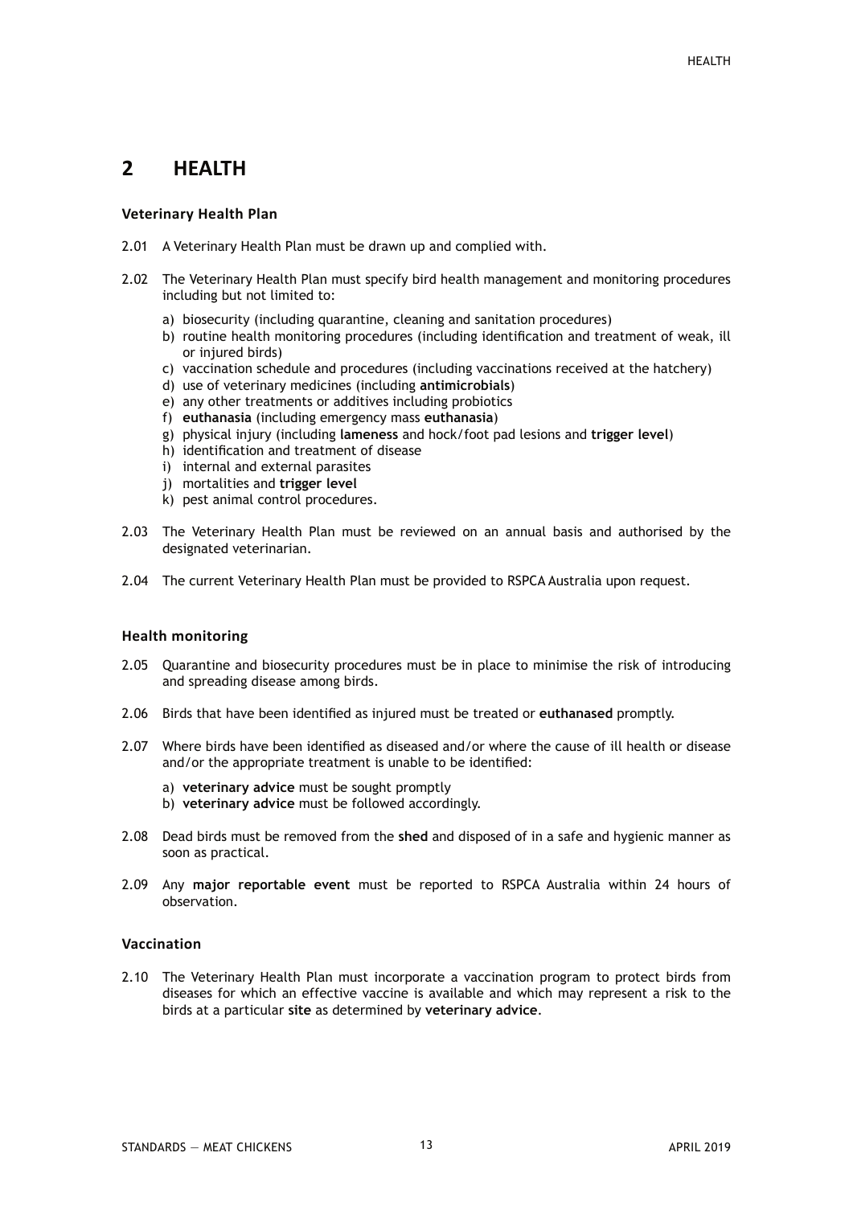## 2 HEALTH

### Veterinary Health Plan

2.01 A Veterinary Health Plan must be drawn up and complied with.

2.02 The Veterinary Health Plan must specify bird health management and monitoring procedures including but not limited to:

a) biosecurity (including quarantine, cleaning and sanitation procedures)
b) routine health monitoring procedures (including identification and treatment of weak, ill or injured birds)
c) vaccination schedule and procedures (including vaccinations received at the hatchery)
d) use of veterinary medicines (including **antimicrobials**)
e) any other treatments or additives including probiotics
f) **euthanasia** (including emergency mass **euthanasia**)
g) physical injury (including **lameness** and hock/foot pad lesions and **trigger level**)
h) identification and treatment of disease
i) internal and external parasites
j) mortalities and **trigger level**
k) pest animal control procedures.

2.03 The Veterinary Health Plan must be reviewed on an annual basis and authorised by the designated veterinarian.

2.04 The current Veterinary Health Plan must be provided to RSPCA Australia upon request.

### Health monitoring

2.05 Quarantine and biosecurity procedures must be in place to minimise the risk of introducing and spreading disease among birds.

2.06 Birds that have been identified as injured must be treated or **euthanased** promptly.

2.07 Where birds have been identified as diseased and/or where the cause of ill health or disease and/or the appropriate treatment is unable to be identified:

a) **veterinary advice** must be sought promptly
b) **veterinary advice** must be followed accordingly.

2.08 Dead birds must be removed from the **shed** and disposed of in a safe and hygienic manner as soon as practical.

2.09 Any **major reportable event** must be reported to RSPCA Australia within 24 hours of observation.

### Vaccination

2.10 The Veterinary Health Plan must incorporate a vaccination program to protect birds from diseases for which an effective vaccine is available and which may represent a risk to the birds at a particular **site** as determined by **veterinary advice**.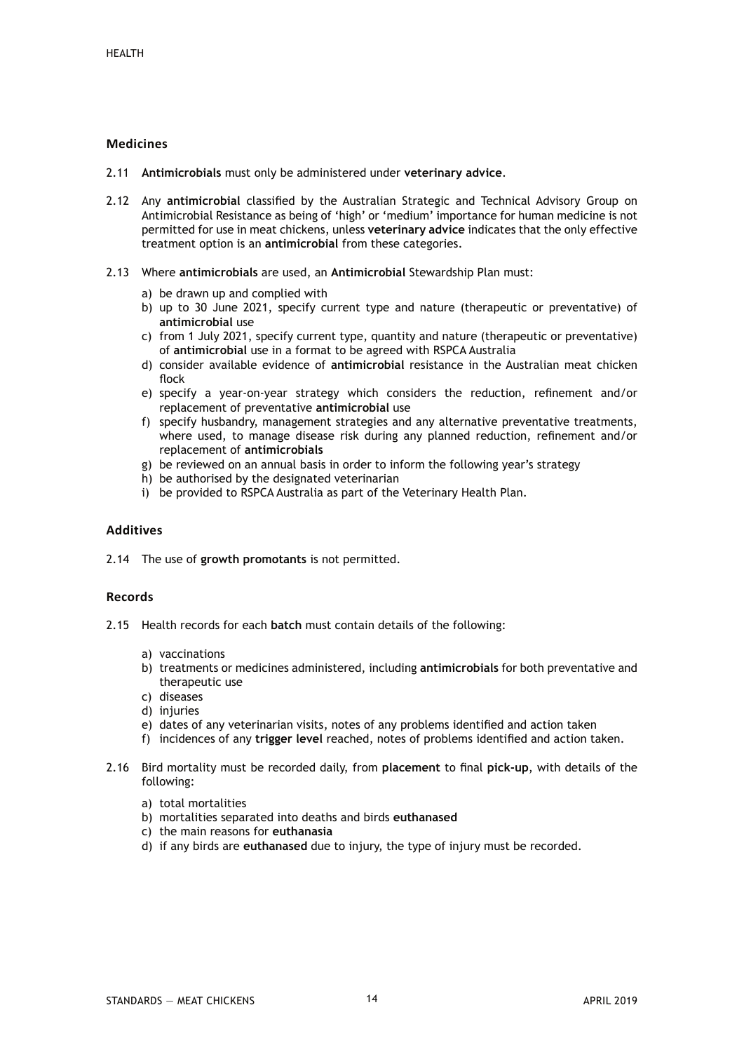### Medicines

2.11 **Antimicrobials** must only be administered under **veterinary advice**.

2.12 Any **antimicrobial** classified by the Australian Strategic and Technical Advisory Group on Antimicrobial Resistance as being of 'high' or 'medium' importance for human medicine is not permitted for use in meat chickens, unless **veterinary advice** indicates that the only effective treatment option is an **antimicrobial** from these categories.

2.13 Where **antimicrobials** are used, an **Antimicrobial** Stewardship Plan must:

a) be drawn up and complied with
b) up to 30 June 2021, specify current type and nature (therapeutic or preventative) of **antimicrobial** use
c) from 1 July 2021, specify current type, quantity and nature (therapeutic or preventative) of **antimicrobial** use in a format to be agreed with RSPCA Australia
d) consider available evidence of **antimicrobial** resistance in the Australian meat chicken flock
e) specify a year-on-year strategy which considers the reduction, refinement and/or replacement of preventative **antimicrobial** use
f) specify husbandry, management strategies and any alternative preventative treatments, where used, to manage disease risk during any planned reduction, refinement and/or replacement of **antimicrobials**
g) be reviewed on an annual basis in order to inform the following year's strategy
h) be authorised by the designated veterinarian
i) be provided to RSPCA Australia as part of the Veterinary Health Plan.

### Additives

2.14 The use of **growth promotants** is not permitted.

### Records

2.15 Health records for each **batch** must contain details of the following:

a) vaccinations
b) treatments or medicines administered, including **antimicrobials** for both preventative and therapeutic use
c) diseases
d) injuries
e) dates of any veterinarian visits, notes of any problems identified and action taken
f) incidences of any **trigger level** reached, notes of problems identified and action taken.

2.16 Bird mortality must be recorded daily, from **placement** to final **pick-up**, with details of the following:

a) total mortalities
b) mortalities separated into deaths and birds **euthanased**
c) the main reasons for **euthanasia**
d) if any birds are **euthanased** due to injury, the type of injury must be recorded.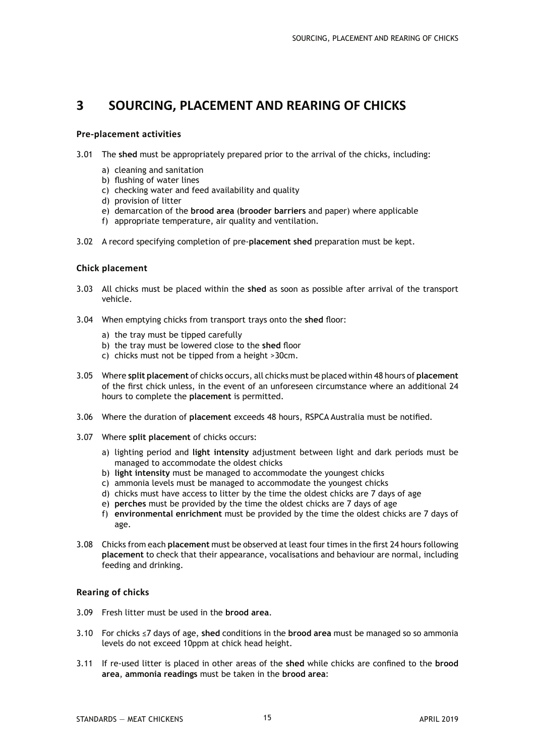# 3 SOURCING, PLACEMENT AND REARING OF CHICKS

### Pre-placement activities

3.01 The **shed** must be appropriately prepared prior to the arrival of the chicks, including:

a) cleaning and sanitation
b) flushing of water lines
c) checking water and feed availability and quality
d) provision of litter
e) demarcation of the **brood area** (**brooder barriers** and paper) where applicable
f) appropriate temperature, air quality and ventilation.

3.02 A record specifying completion of pre-**placement shed** preparation must be kept.

### Chick placement

3.03 All chicks must be placed within the **shed** as soon as possible after arrival of the transport vehicle.

3.04 When emptying chicks from transport trays onto the **shed** floor:

a) the tray must be tipped carefully
b) the tray must be lowered close to the **shed** floor
c) chicks must not be tipped from a height >30cm.

3.05 Where **split placement** of chicks occurs, all chicks must be placed within 48 hours of **placement** of the first chick unless, in the event of an unforeseen circumstance where an additional 24 hours to complete the **placement** is permitted.

3.06 Where the duration of **placement** exceeds 48 hours, RSPCA Australia must be notified.

3.07 Where **split placement** of chicks occurs:

a) lighting period and **light intensity** adjustment between light and dark periods must be managed to accommodate the oldest chicks
b) **light intensity** must be managed to accommodate the youngest chicks
c) ammonia levels must be managed to accommodate the youngest chicks
d) chicks must have access to litter by the time the oldest chicks are 7 days of age
e) **perches** must be provided by the time the oldest chicks are 7 days of age
f) **environmental enrichment** must be provided by the time the oldest chicks are 7 days of age.

3.08 Chicks from each **placement** must be observed at least four times in the first 24 hours following **placement** to check that their appearance, vocalisations and behaviour are normal, including feeding and drinking.

### Rearing of chicks

3.09 Fresh litter must be used in the **brood area**.

3.10 For chicks ≤7 days of age, **shed** conditions in the **brood area** must be managed so so ammonia levels do not exceed 10ppm at chick head height.

3.11 If re-used litter is placed in other areas of the **shed** while chicks are confined to the **brood area**, **ammonia readings** must be taken in the **brood area**: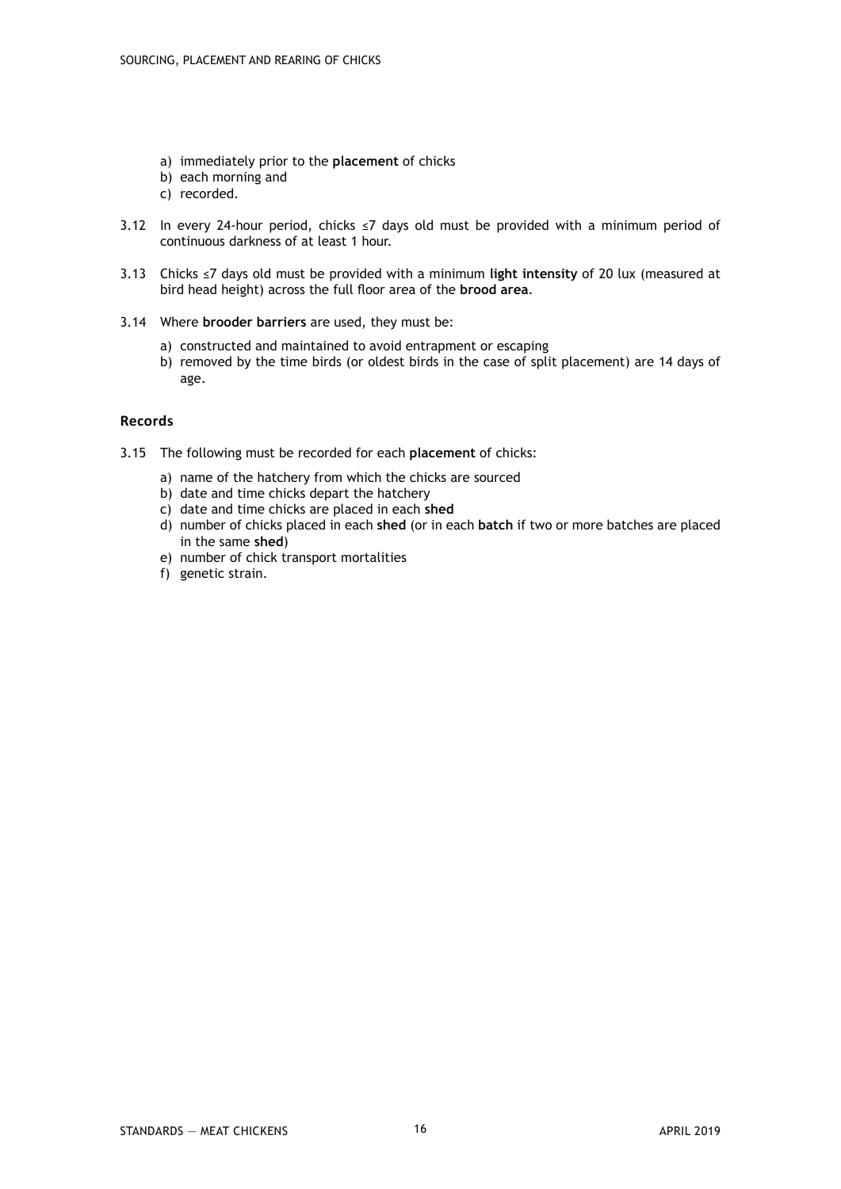a) immediately prior to the **placement** of chicks
b) each morning and
c) recorded.

3.12 In every 24-hour period, chicks ≤7 days old must be provided with a minimum period of continuous darkness of at least 1 hour.

3.13 Chicks ≤7 days old must be provided with a minimum **light intensity** of 20 lux (measured at bird head height) across the full floor area of the **brood area**.

3.14 Where **brooder barriers** are used, they must be:

a) constructed and maintained to avoid entrapment or escaping
b) removed by the time birds (or oldest birds in the case of split placement) are 14 days of age.

### Records

3.15 The following must be recorded for each **placement** of chicks:

a) name of the hatchery from which the chicks are sourced
b) date and time chicks depart the hatchery
c) date and time chicks are placed in each **shed**
d) number of chicks placed in each **shed** (or in each **batch** if two or more batches are placed in the same **shed**)
e) number of chick transport mortalities
f) genetic strain.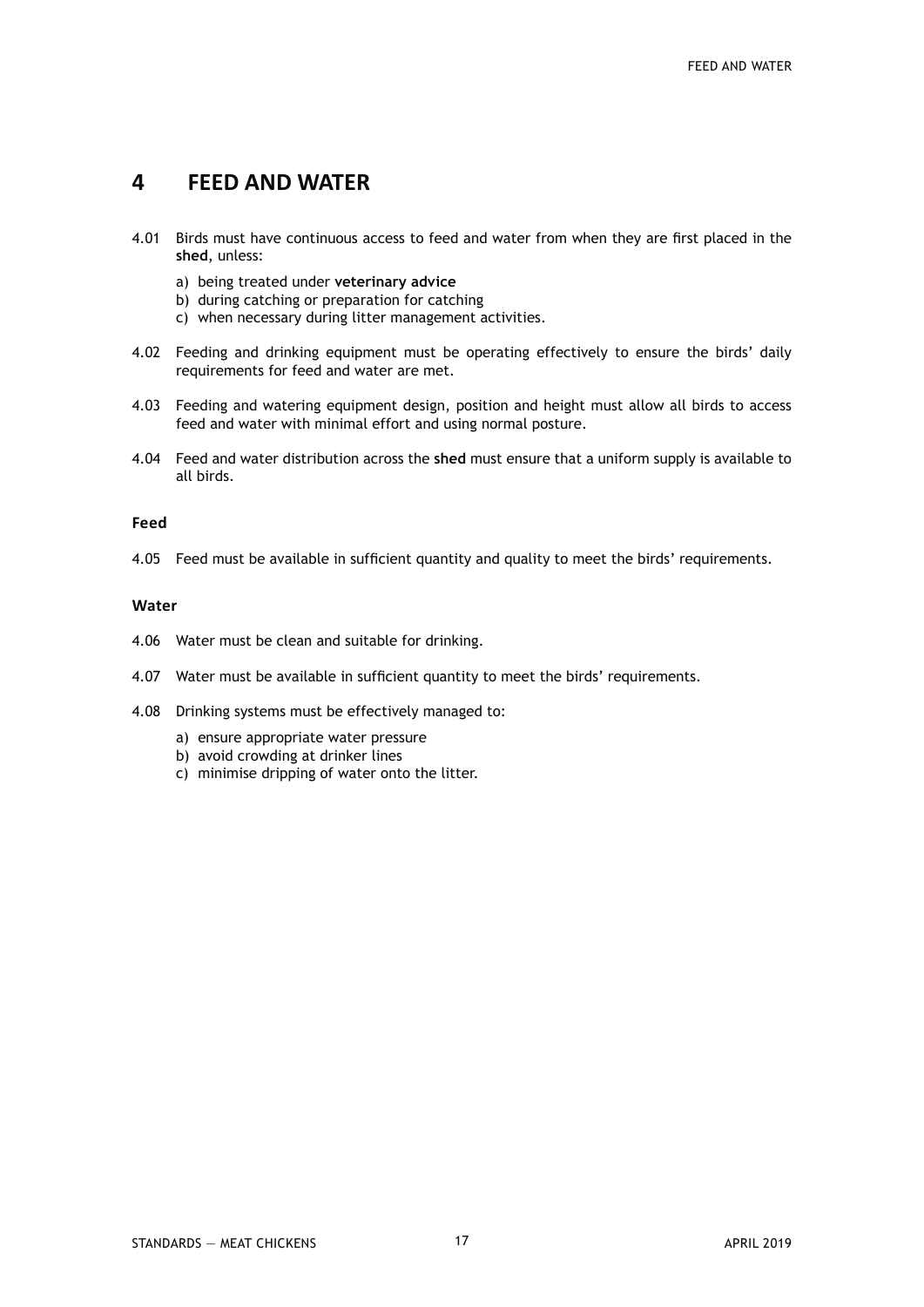# 4 FEED AND WATER

4.01 Birds must have continuous access to feed and water from when they are first placed in the **shed**, unless:

   a) being treated under **veterinary advice**
   b) during catching or preparation for catching
   c) when necessary during litter management activities.

4.02 Feeding and drinking equipment must be operating effectively to ensure the birds' daily requirements for feed and water are met.

4.03 Feeding and watering equipment design, position and height must allow all birds to access feed and water with minimal effort and using normal posture.

4.04 Feed and water distribution across the **shed** must ensure that a uniform supply is available to all birds.

### Feed

4.05 Feed must be available in sufficient quantity and quality to meet the birds' requirements.

### Water

4.06 Water must be clean and suitable for drinking.

4.07 Water must be available in sufficient quantity to meet the birds' requirements.

4.08 Drinking systems must be effectively managed to:

   a) ensure appropriate water pressure
   b) avoid crowding at drinker lines
   c) minimise dripping of water onto the litter.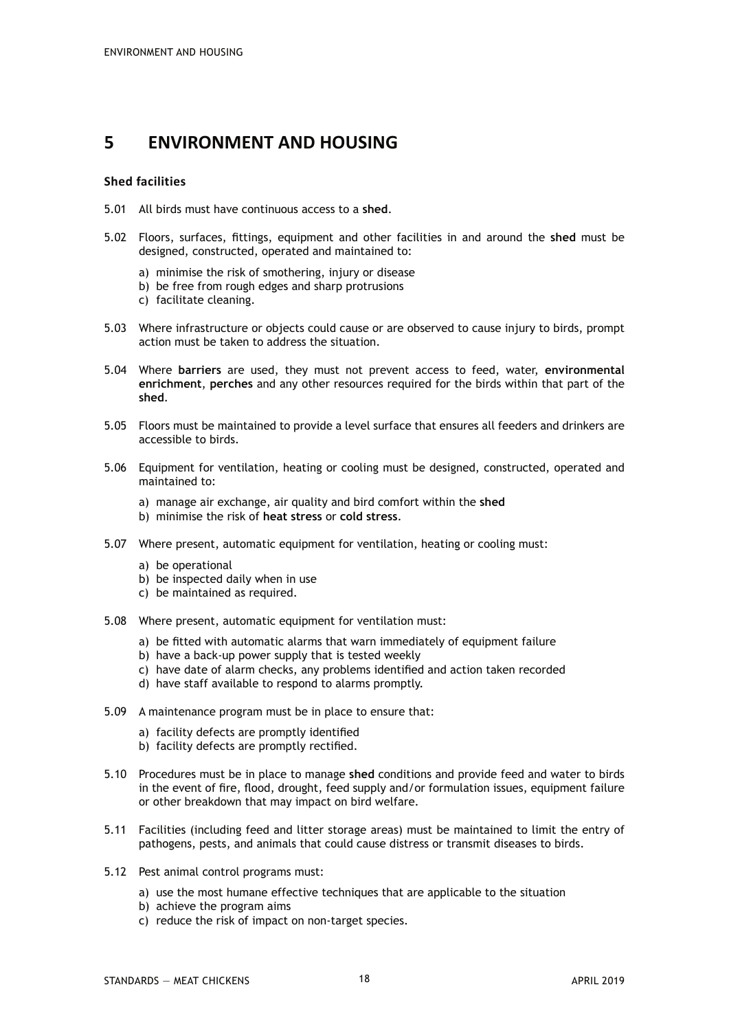# 5 ENVIRONMENT AND HOUSING

### Shed facilities

5.01 All birds must have continuous access to a **shed**.

5.02 Floors, surfaces, fittings, equipment and other facilities in and around the **shed** must be designed, constructed, operated and maintained to:

a) minimise the risk of smothering, injury or disease
b) be free from rough edges and sharp protrusions
c) facilitate cleaning.

5.03 Where infrastructure or objects could cause or are observed to cause injury to birds, prompt action must be taken to address the situation.

5.04 Where **barriers** are used, they must not prevent access to feed, water, **environmental enrichment**, **perches** and any other resources required for the birds within that part of the **shed**.

5.05 Floors must be maintained to provide a level surface that ensures all feeders and drinkers are accessible to birds.

5.06 Equipment for ventilation, heating or cooling must be designed, constructed, operated and maintained to:

a) manage air exchange, air quality and bird comfort within the **shed**
b) minimise the risk of **heat stress** or **cold stress**.

5.07 Where present, automatic equipment for ventilation, heating or cooling must:

a) be operational
b) be inspected daily when in use
c) be maintained as required.

5.08 Where present, automatic equipment for ventilation must:

a) be fitted with automatic alarms that warn immediately of equipment failure
b) have a back-up power supply that is tested weekly
c) have date of alarm checks, any problems identified and action taken recorded
d) have staff available to respond to alarms promptly.

5.09 A maintenance program must be in place to ensure that:

a) facility defects are promptly identified
b) facility defects are promptly rectified.

5.10 Procedures must be in place to manage **shed** conditions and provide feed and water to birds in the event of fire, flood, drought, feed supply and/or formulation issues, equipment failure or other breakdown that may impact on bird welfare.

5.11 Facilities (including feed and litter storage areas) must be maintained to limit the entry of pathogens, pests, and animals that could cause distress or transmit diseases to birds.

5.12 Pest animal control programs must:

a) use the most humane effective techniques that are applicable to the situation
b) achieve the program aims
c) reduce the risk of impact on non-target species.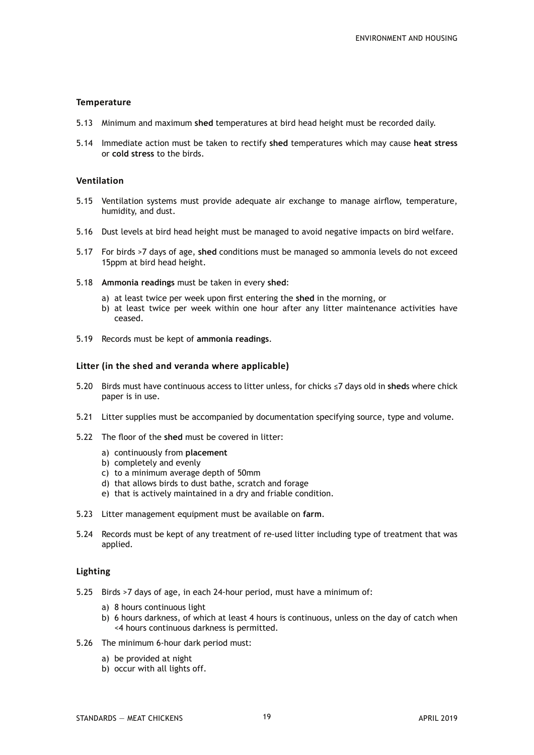### Temperature

5.13 Minimum and maximum **shed** temperatures at bird head height must be recorded daily.

5.14 Immediate action must be taken to rectify **shed** temperatures which may cause **heat stress** or **cold stress** to the birds.

### Ventilation

5.15 Ventilation systems must provide adequate air exchange to manage airflow, temperature, humidity, and dust.

5.16 Dust levels at bird head height must be managed to avoid negative impacts on bird welfare.

5.17 For birds >7 days of age, **shed** conditions must be managed so ammonia levels do not exceed 15ppm at bird head height.

5.18 **Ammonia readings** must be taken in every **shed**:

a) at least twice per week upon first entering the **shed** in the morning, or
b) at least twice per week within one hour after any litter maintenance activities have ceased.

5.19 Records must be kept of **ammonia readings**.

### Litter (in the shed and veranda where applicable)

5.20 Birds must have continuous access to litter unless, for chicks ≤7 days old in **shed**s where chick paper is in use.

5.21 Litter supplies must be accompanied by documentation specifying source, type and volume.

5.22 The floor of the **shed** must be covered in litter:

a) continuously from **placement**
b) completely and evenly
c) to a minimum average depth of 50mm
d) that allows birds to dust bathe, scratch and forage
e) that is actively maintained in a dry and friable condition.

5.23 Litter management equipment must be available on **farm**.

5.24 Records must be kept of any treatment of re-used litter including type of treatment that was applied.

### Lighting

5.25 Birds >7 days of age, in each 24-hour period, must have a minimum of:

a) 8 hours continuous light
b) 6 hours darkness, of which at least 4 hours is continuous, unless on the day of catch when <4 hours continuous darkness is permitted.

5.26 The minimum 6-hour dark period must:

a) be provided at night
b) occur with all lights off.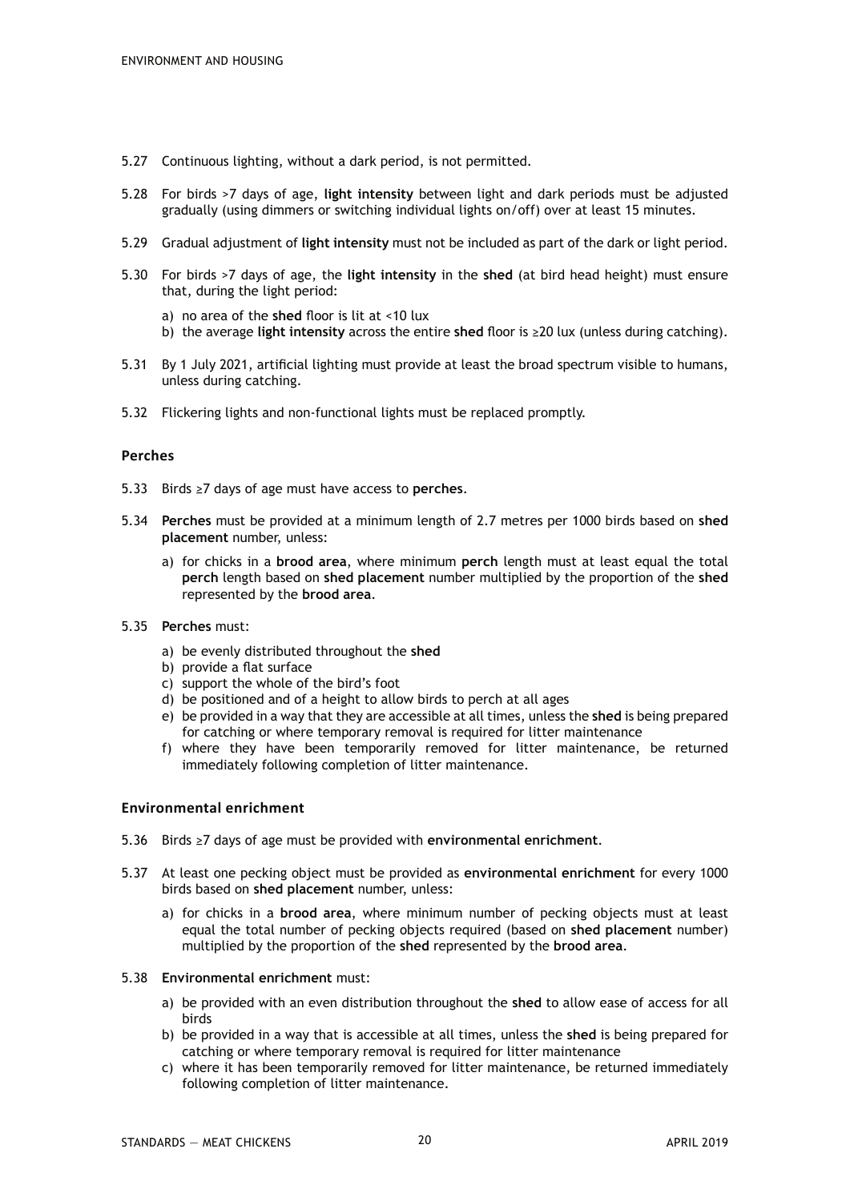5.27 Continuous lighting, without a dark period, is not permitted.

5.28 For birds >7 days of age, **light intensity** between light and dark periods must be adjusted gradually (using dimmers or switching individual lights on/off) over at least 15 minutes.

5.29 Gradual adjustment of **light intensity** must not be included as part of the dark or light period.

5.30 For birds >7 days of age, the **light intensity** in the **shed** (at bird head height) must ensure that, during the light period:

  a) no area of the **shed** floor is lit at <10 lux
  b) the average **light intensity** across the entire **shed** floor is ≥20 lux (unless during catching).

5.31 By 1 July 2021, artificial lighting must provide at least the broad spectrum visible to humans, unless during catching.

5.32 Flickering lights and non-functional lights must be replaced promptly.

### Perches

5.33 Birds ≥7 days of age must have access to **perches**.

5.34 **Perches** must be provided at a minimum length of 2.7 metres per 1000 birds based on **shed placement** number, unless:

  a) for chicks in a **brood area**, where minimum **perch** length must at least equal the total **perch** length based on **shed placement** number multiplied by the proportion of the **shed** represented by the **brood area**.

5.35 **Perches** must:

  a) be evenly distributed throughout the **shed**
  b) provide a flat surface
  c) support the whole of the bird's foot
  d) be positioned and of a height to allow birds to perch at all ages
  e) be provided in a way that they are accessible at all times, unless the **shed** is being prepared for catching or where temporary removal is required for litter maintenance
  f) where they have been temporarily removed for litter maintenance, be returned immediately following completion of litter maintenance.

### Environmental enrichment

5.36 Birds ≥7 days of age must be provided with **environmental enrichment**.

5.37 At least one pecking object must be provided as **environmental enrichment** for every 1000 birds based on **shed placement** number, unless:

  a) for chicks in a **brood area**, where minimum number of pecking objects must at least equal the total number of pecking objects required (based on **shed placement** number) multiplied by the proportion of the **shed** represented by the **brood area**.

5.38 **Environmental enrichment** must:

  a) be provided with an even distribution throughout the **shed** to allow ease of access for all birds
  b) be provided in a way that is accessible at all times, unless the **shed** is being prepared for catching or where temporary removal is required for litter maintenance
  c) where it has been temporarily removed for litter maintenance, be returned immediately following completion of litter maintenance.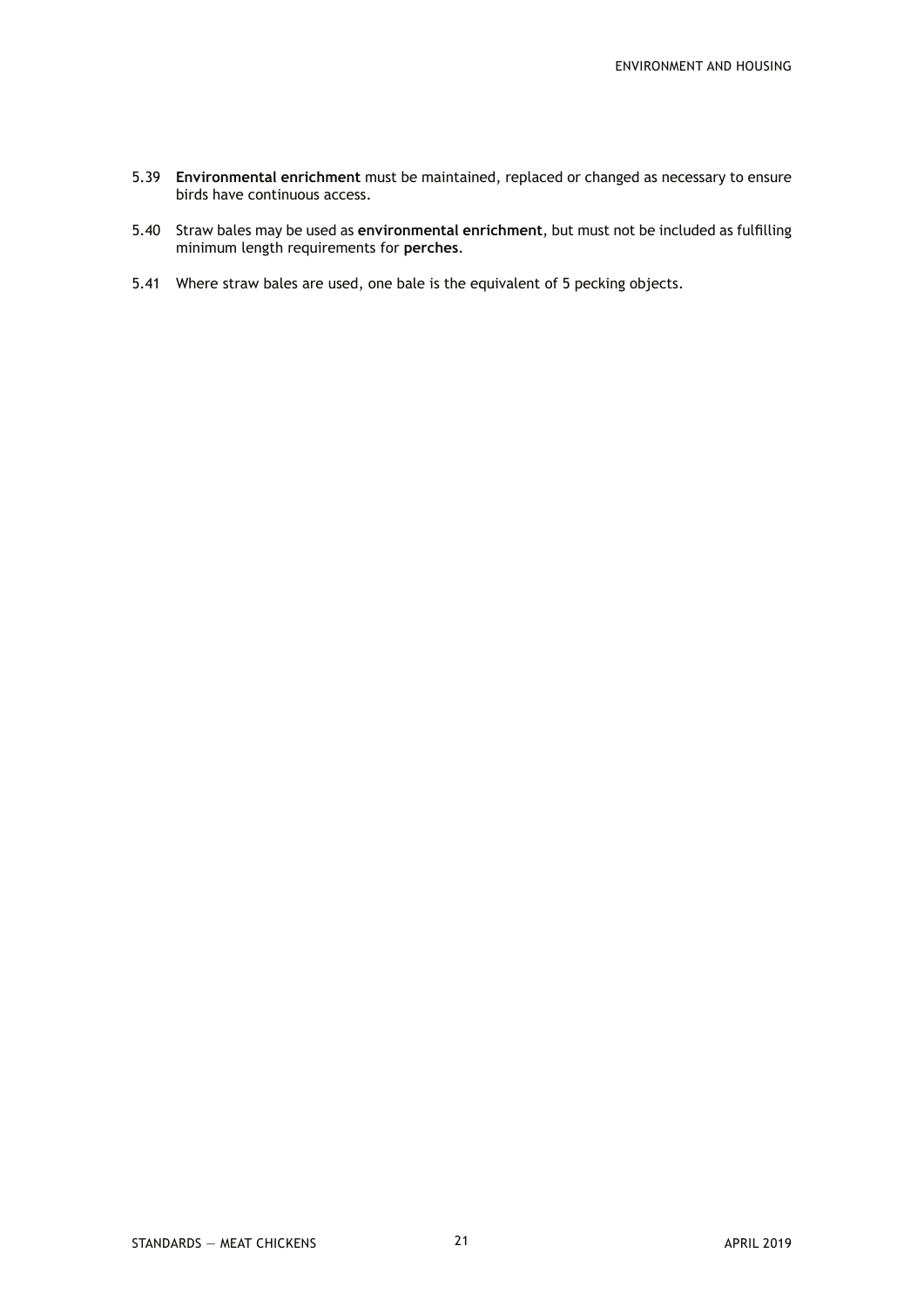5.39 **Environmental enrichment** must be maintained, replaced or changed as necessary to ensure birds have continuous access.

5.40 Straw bales may be used as **environmental enrichment**, but must not be included as fulfilling minimum length requirements for **perches**.

5.41 Where straw bales are used, one bale is the equivalent of 5 pecking objects.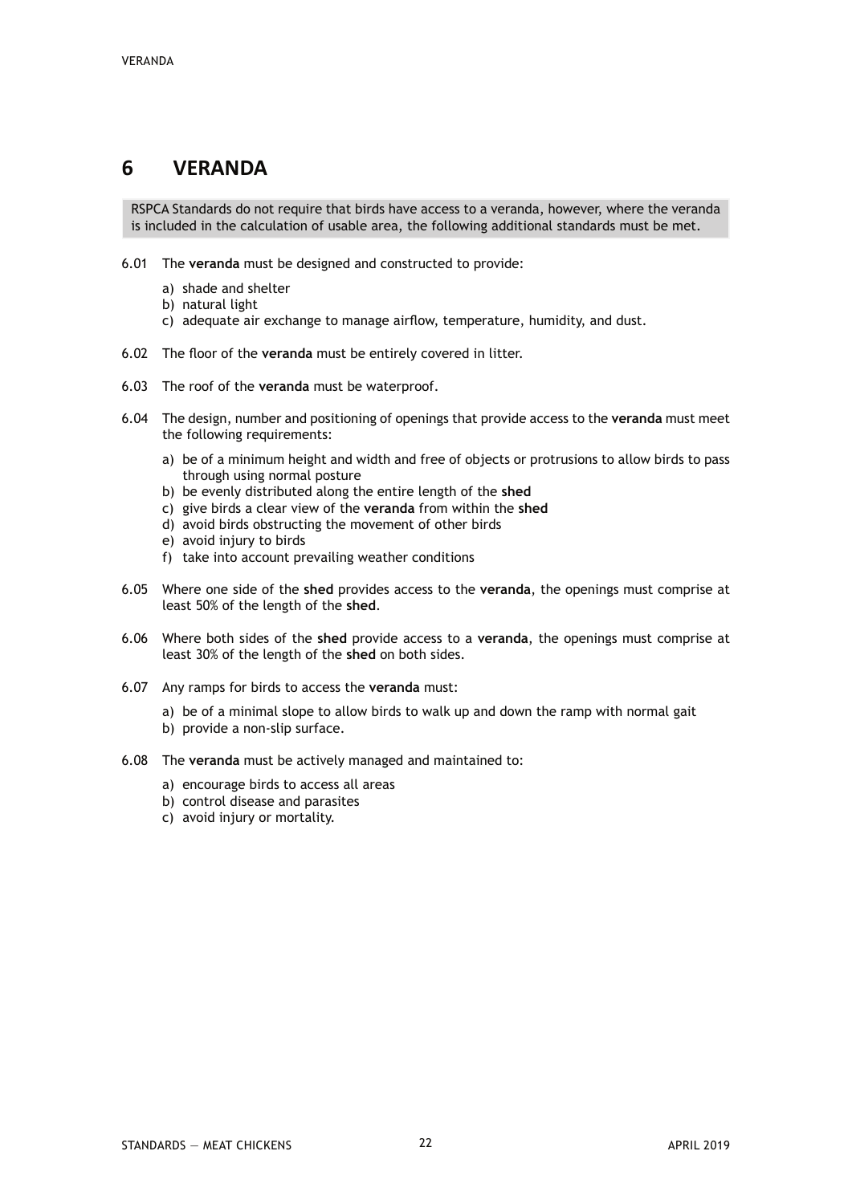# 6 VERANDA

RSPCA Standards do not require that birds have access to a veranda, however, where the veranda is included in the calculation of usable area, the following additional standards must be met.

6.01 The **veranda** must be designed and constructed to provide:

a) shade and shelter
b) natural light
c) adequate air exchange to manage airflow, temperature, humidity, and dust.

6.02 The floor of the **veranda** must be entirely covered in litter.

6.03 The roof of the **veranda** must be waterproof.

6.04 The design, number and positioning of openings that provide access to the **veranda** must meet the following requirements:

a) be of a minimum height and width and free of objects or protrusions to allow birds to pass through using normal posture
b) be evenly distributed along the entire length of the **shed**
c) give birds a clear view of the **veranda** from within the **shed**
d) avoid birds obstructing the movement of other birds
e) avoid injury to birds
f) take into account prevailing weather conditions

6.05 Where one side of the **shed** provides access to the **veranda**, the openings must comprise at least 50% of the length of the **shed**.

6.06 Where both sides of the **shed** provide access to a **veranda**, the openings must comprise at least 30% of the length of the **shed** on both sides.

6.07 Any ramps for birds to access the **veranda** must:

a) be of a minimal slope to allow birds to walk up and down the ramp with normal gait
b) provide a non-slip surface.

6.08 The **veranda** must be actively managed and maintained to:

a) encourage birds to access all areas
b) control disease and parasites
c) avoid injury or mortality.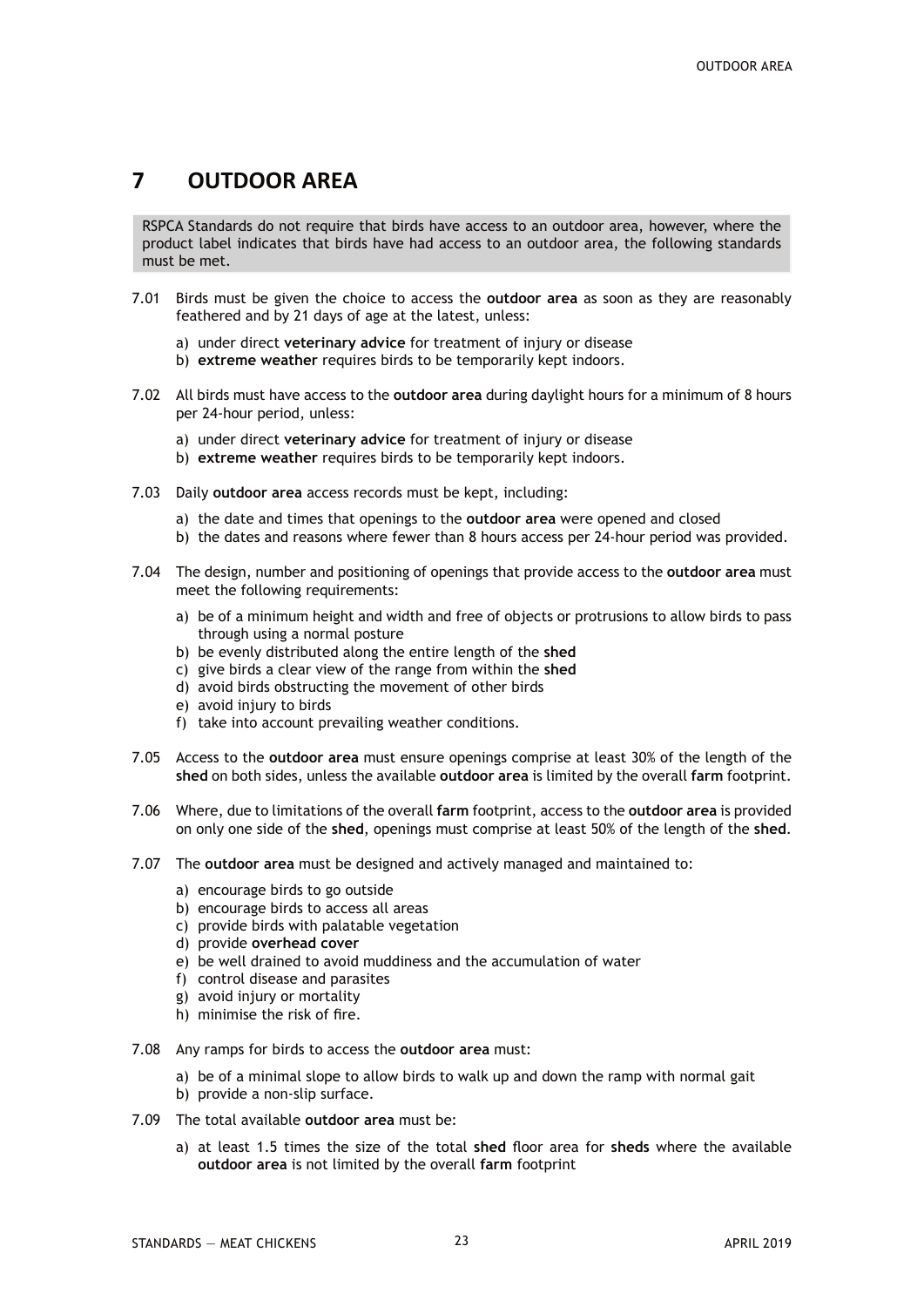# 7 OUTDOOR AREA

RSPCA Standards do not require that birds have access to an outdoor area, however, where the product label indicates that birds have had access to an outdoor area, the following standards must be met.

7.01 Birds must be given the choice to access the **outdoor area** as soon as they are reasonably feathered and by 21 days of age at the latest, unless:

a) under direct **veterinary advice** for treatment of injury or disease
b) **extreme weather** requires birds to be temporarily kept indoors.

7.02 All birds must have access to the **outdoor area** during daylight hours for a minimum of 8 hours per 24-hour period, unless:

a) under direct **veterinary advice** for treatment of injury or disease
b) **extreme weather** requires birds to be temporarily kept indoors.

7.03 Daily **outdoor area** access records must be kept, including:

a) the date and times that openings to the **outdoor area** were opened and closed
b) the dates and reasons where fewer than 8 hours access per 24-hour period was provided.

7.04 The design, number and positioning of openings that provide access to the **outdoor area** must meet the following requirements:

a) be of a minimum height and width and free of objects or protrusions to allow birds to pass through using a normal posture
b) be evenly distributed along the entire length of the **shed**
c) give birds a clear view of the range from within the **shed**
d) avoid birds obstructing the movement of other birds
e) avoid injury to birds
f) take into account prevailing weather conditions.

7.05 Access to the **outdoor area** must ensure openings comprise at least 30% of the length of the **shed** on both sides, unless the available **outdoor area** is limited by the overall **farm** footprint.

7.06 Where, due to limitations of the overall **farm** footprint, access to the **outdoor area** is provided on only one side of the **shed**, openings must comprise at least 50% of the length of the **shed**.

7.07 The **outdoor area** must be designed and actively managed and maintained to:

a) encourage birds to go outside
b) encourage birds to access all areas
c) provide birds with palatable vegetation
d) provide **overhead cover**
e) be well drained to avoid muddiness and the accumulation of water
f) control disease and parasites
g) avoid injury or mortality
h) minimise the risk of fire.

7.08 Any ramps for birds to access the **outdoor area** must:

a) be of a minimal slope to allow birds to walk up and down the ramp with normal gait
b) provide a non-slip surface.

7.09 The total available **outdoor area** must be:

a) at least 1.5 times the size of the total **shed** floor area for **sheds** where the available **outdoor area** is not limited by the overall **farm** footprint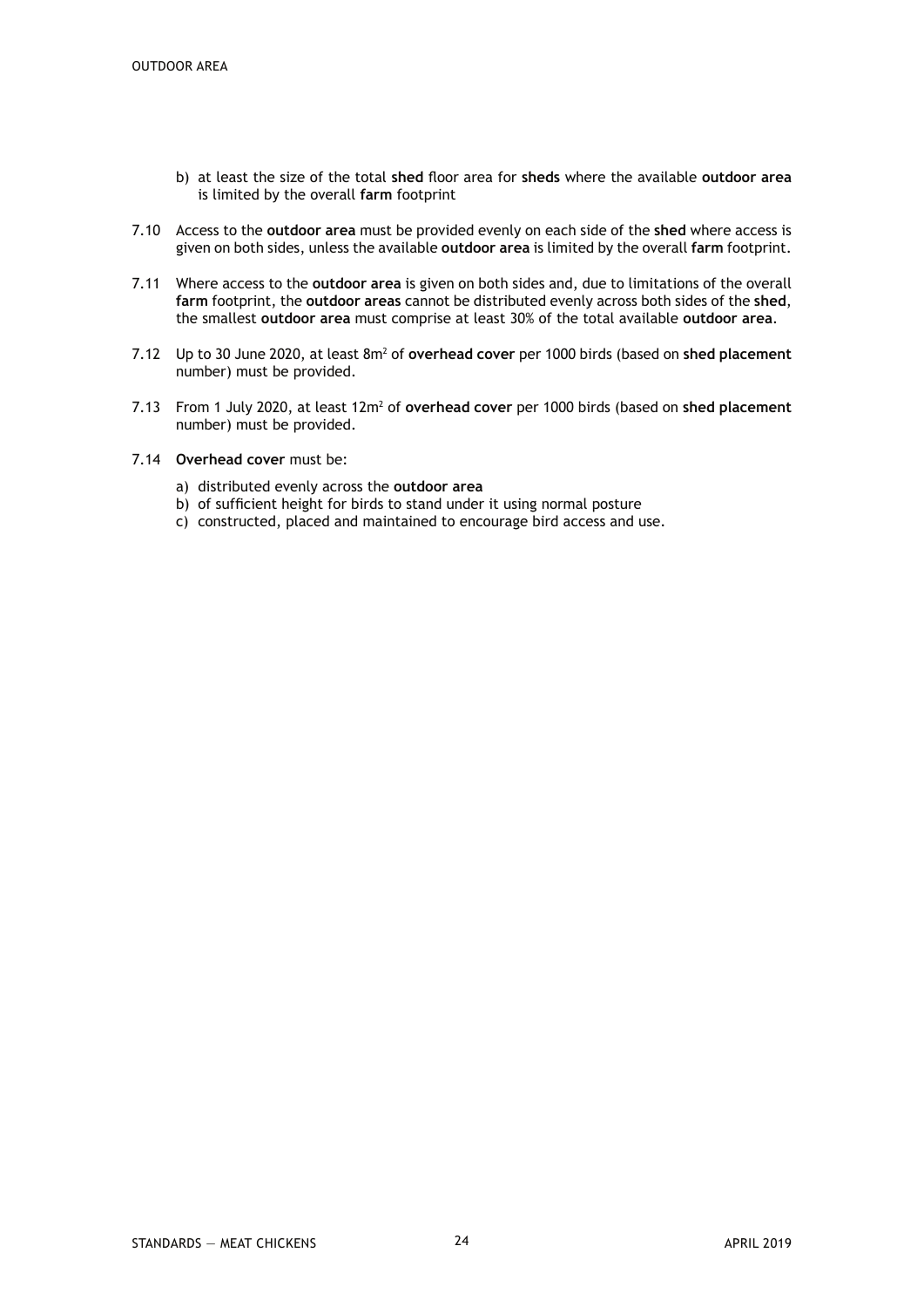b) at least the size of the total **shed** floor area for **sheds** where the available **outdoor area** is limited by the overall **farm** footprint

7.10 Access to the **outdoor area** must be provided evenly on each side of the **shed** where access is given on both sides, unless the available **outdoor area** is limited by the overall **farm** footprint.

7.11 Where access to the **outdoor area** is given on both sides and, due to limitations of the overall **farm** footprint, the **outdoor areas** cannot be distributed evenly across both sides of the **shed**, the smallest **outdoor area** must comprise at least 30% of the total available **outdoor area**.

7.12 Up to 30 June 2020, at least $8m^2$ of **overhead cover** per 1000 birds (based on **shed placement** number) must be provided.

7.13 From 1 July 2020, at least $12m^2$ of **overhead cover** per 1000 birds (based on **shed placement** number) must be provided.

7.14 **Overhead cover** must be:

a) distributed evenly across the **outdoor area**
b) of sufficient height for birds to stand under it using normal posture
c) constructed, placed and maintained to encourage bird access and use.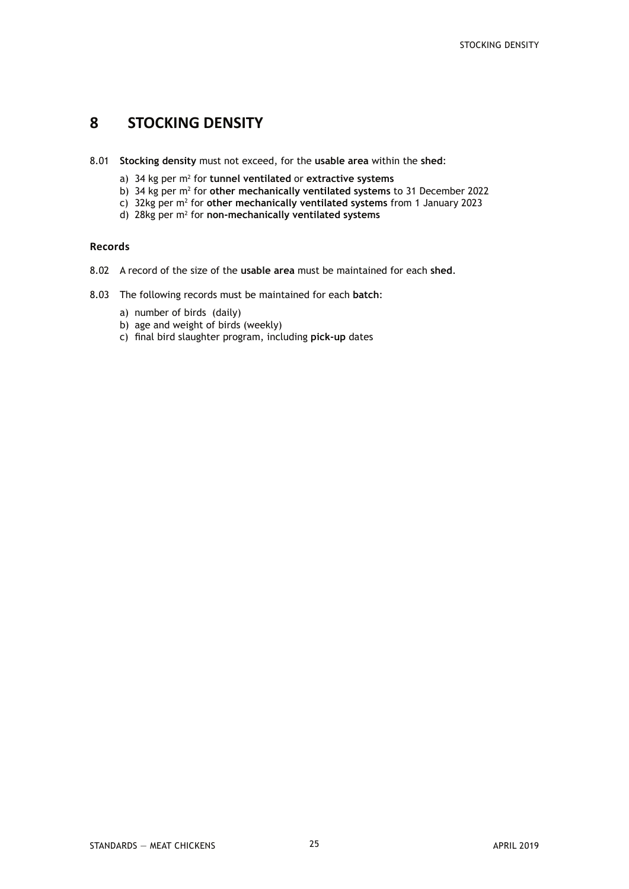# 8 STOCKING DENSITY

8.01 **Stocking density** must not exceed, for the **usable area** within the **shed**:

a) 34 kg per $m^2$ for **tunnel ventilated** or **extractive systems**
b) 34 kg per $m^2$ for **other mechanically ventilated systems** to 31 December 2022
c) 32kg per $m^2$ for **other mechanically ventilated systems** from 1 January 2023
d) 28kg per $m^2$ for **non-mechanically ventilated systems**

### Records

8.02 A record of the size of the **usable area** must be maintained for each **shed**.

8.03 The following records must be maintained for each **batch**:

a) number of birds (daily)
b) age and weight of birds (weekly)
c) final bird slaughter program, including **pick-up** dates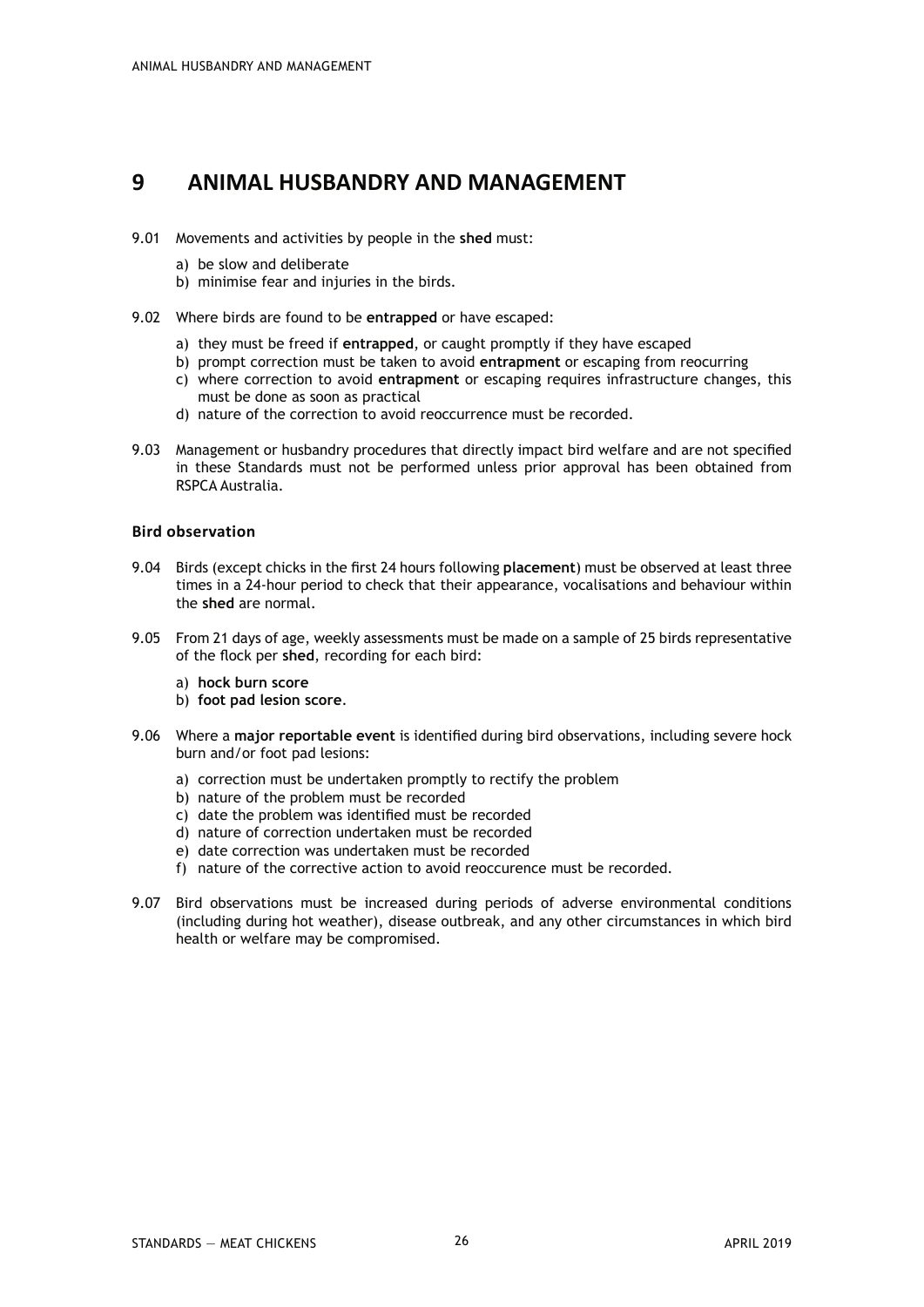# 9 ANIMAL HUSBANDRY AND MANAGEMENT

9.01 Movements and activities by people in the **shed** must:

a) be slow and deliberate
b) minimise fear and injuries in the birds.

9.02 Where birds are found to be **entrapped** or have escaped:

a) they must be freed if **entrapped**, or caught promptly if they have escaped
b) prompt correction must be taken to avoid **entrapment** or escaping from reocurring
c) where correction to avoid **entrapment** or escaping requires infrastructure changes, this must be done as soon as practical
d) nature of the correction to avoid reoccurrence must be recorded.

9.03 Management or husbandry procedures that directly impact bird welfare and are not specified in these Standards must not be performed unless prior approval has been obtained from RSPCA Australia.

### Bird observation

9.04 Birds (except chicks in the first 24 hours following **placement**) must be observed at least three times in a 24-hour period to check that their appearance, vocalisations and behaviour within the **shed** are normal.

9.05 From 21 days of age, weekly assessments must be made on a sample of 25 birds representative of the flock per **shed**, recording for each bird:

a) **hock burn score**
b) **foot pad lesion score**.

9.06 Where a **major reportable event** is identified during bird observations, including severe hock burn and/or foot pad lesions:

a) correction must be undertaken promptly to rectify the problem
b) nature of the problem must be recorded
c) date the problem was identified must be recorded
d) nature of correction undertaken must be recorded
e) date correction was undertaken must be recorded
f) nature of the corrective action to avoid reoccurence must be recorded.

9.07 Bird observations must be increased during periods of adverse environmental conditions (including during hot weather), disease outbreak, and any other circumstances in which bird health or welfare may be compromised.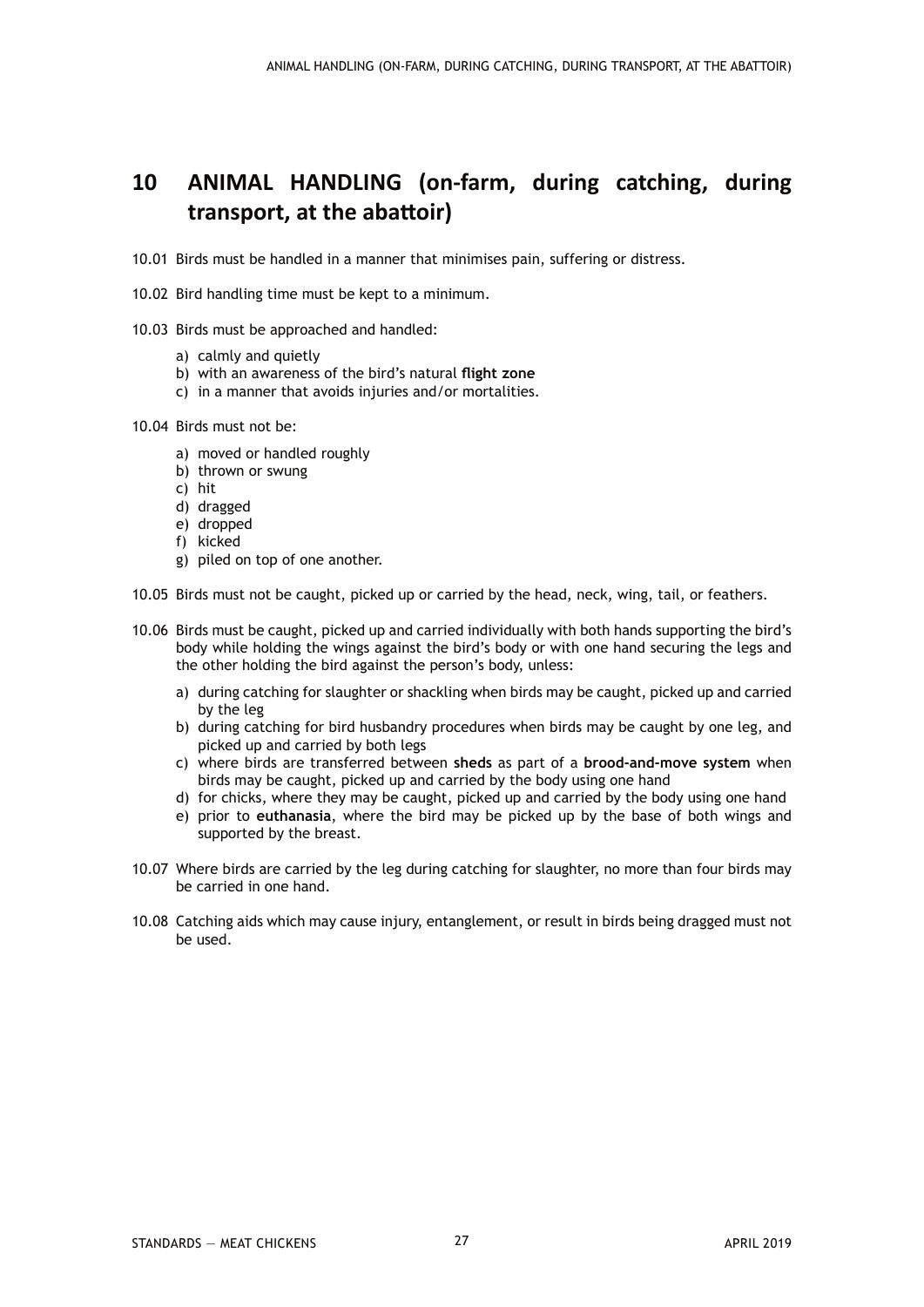## 10 ANIMAL HANDLING (on-farm, during catching, during transport, at the abattoir)

10.01 Birds must be handled in a manner that minimises pain, suffering or distress.

10.02 Bird handling time must be kept to a minimum.

10.03 Birds must be approached and handled:

- a) calmly and quietly
- b) with an awareness of the bird's natural **flight zone**
- c) in a manner that avoids injuries and/or mortalities.

10.04 Birds must not be:

- a) moved or handled roughly
- b) thrown or swung
- c) hit
- d) dragged
- e) dropped
- f) kicked
- g) piled on top of one another.

10.05 Birds must not be caught, picked up or carried by the head, neck, wing, tail, or feathers.

10.06 Birds must be caught, picked up and carried individually with both hands supporting the bird's body while holding the wings against the bird's body or with one hand securing the legs and the other holding the bird against the person's body, unless:

- a) during catching for slaughter or shackling when birds may be caught, picked up and carried by the leg
- b) during catching for bird husbandry procedures when birds may be caught by one leg, and picked up and carried by both legs
- c) where birds are transferred between **sheds** as part of a **brood-and-move system** when birds may be caught, picked up and carried by the body using one hand
- d) for chicks, where they may be caught, picked up and carried by the body using one hand
- e) prior to **euthanasia**, where the bird may be picked up by the base of both wings and supported by the breast.

10.07 Where birds are carried by the leg during catching for slaughter, no more than four birds may be carried in one hand.

10.08 Catching aids which may cause injury, entanglement, or result in birds being dragged must not be used.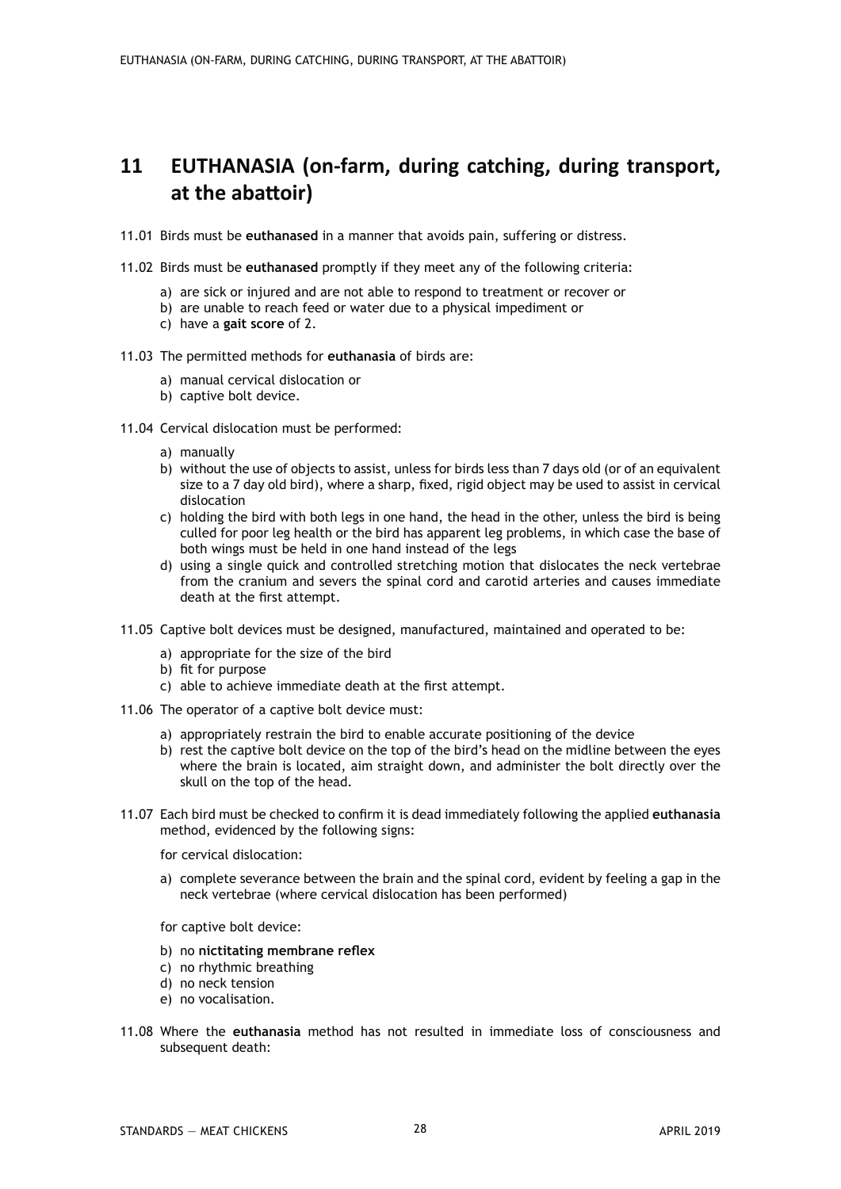## 11 EUTHANASIA (on-farm, during catching, during transport, at the abattoir)

11.01 Birds must be **euthanased** in a manner that avoids pain, suffering or distress.

11.02 Birds must be **euthanased** promptly if they meet any of the following criteria:

a) are sick or injured and are not able to respond to treatment or recover or
b) are unable to reach feed or water due to a physical impediment or
c) have a **gait score** of 2.

11.03 The permitted methods for **euthanasia** of birds are:

a) manual cervical dislocation or
b) captive bolt device.

11.04 Cervical dislocation must be performed:

a) manually
b) without the use of objects to assist, unless for birds less than 7 days old (or of an equivalent size to a 7 day old bird), where a sharp, fixed, rigid object may be used to assist in cervical dislocation
c) holding the bird with both legs in one hand, the head in the other, unless the bird is being culled for poor leg health or the bird has apparent leg problems, in which case the base of both wings must be held in one hand instead of the legs
d) using a single quick and controlled stretching motion that dislocates the neck vertebrae from the cranium and severs the spinal cord and carotid arteries and causes immediate death at the first attempt.

11.05 Captive bolt devices must be designed, manufactured, maintained and operated to be:

a) appropriate for the size of the bird
b) fit for purpose
c) able to achieve immediate death at the first attempt.

11.06 The operator of a captive bolt device must:

a) appropriately restrain the bird to enable accurate positioning of the device
b) rest the captive bolt device on the top of the bird's head on the midline between the eyes where the brain is located, aim straight down, and administer the bolt directly over the skull on the top of the head.

11.07 Each bird must be checked to confirm it is dead immediately following the applied **euthanasia** method, evidenced by the following signs:

for cervical dislocation:

a) complete severance between the brain and the spinal cord, evident by feeling a gap in the neck vertebrae (where cervical dislocation has been performed)

for captive bolt device:

b) no **nictitating membrane reflex**
c) no rhythmic breathing
d) no neck tension
e) no vocalisation.

11.08 Where the **euthanasia** method has not resulted in immediate loss of consciousness and subsequent death: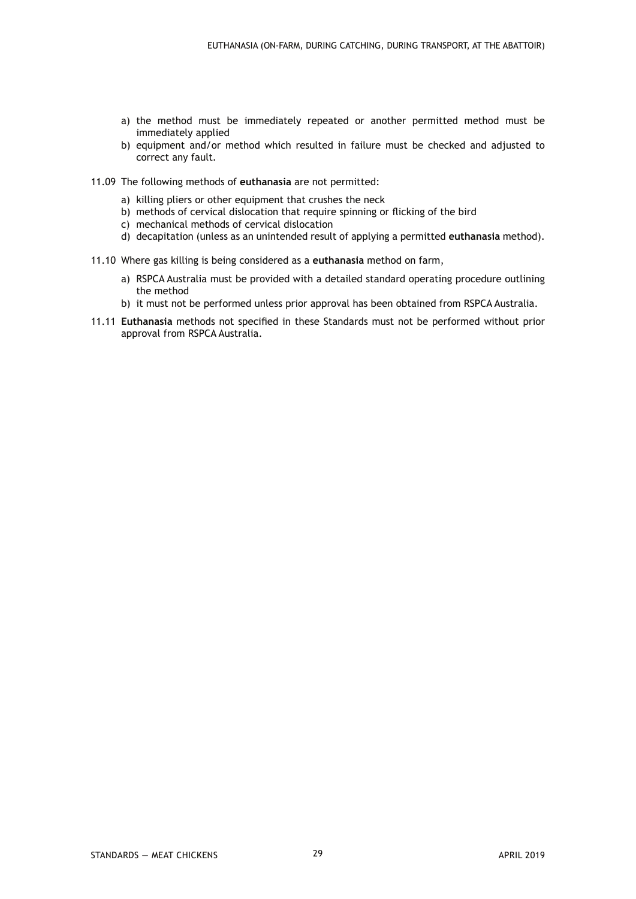a) the method must be immediately repeated or another permitted method must be immediately applied
b) equipment and/or method which resulted in failure must be checked and adjusted to correct any fault.

11.09 The following methods of **euthanasia** are not permitted:

a) killing pliers or other equipment that crushes the neck
b) methods of cervical dislocation that require spinning or flicking of the bird
c) mechanical methods of cervical dislocation
d) decapitation (unless as an unintended result of applying a permitted **euthanasia** method).

11.10 Where gas killing is being considered as a **euthanasia** method on farm,

a) RSPCA Australia must be provided with a detailed standard operating procedure outlining the method
b) it must not be performed unless prior approval has been obtained from RSPCA Australia.

11.11 **Euthanasia** methods not specified in these Standards must not be performed without prior approval from RSPCA Australia.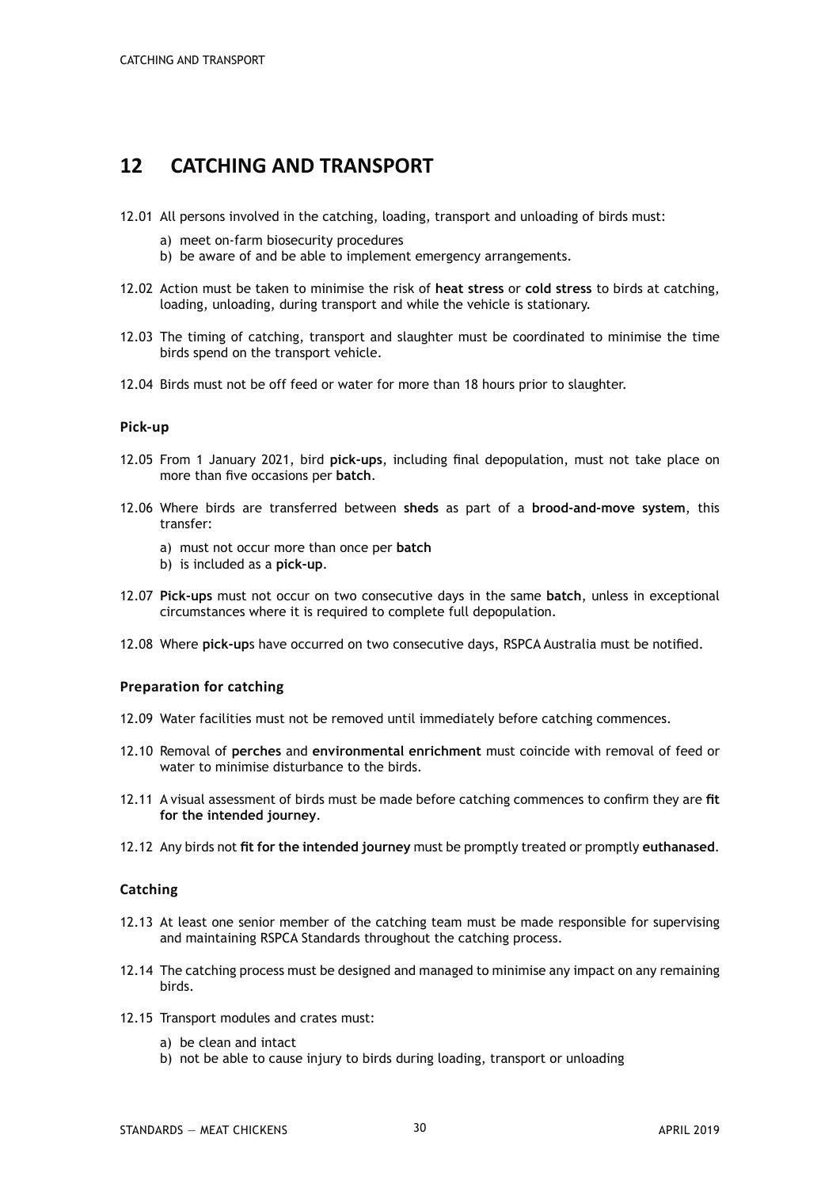# 12 CATCHING AND TRANSPORT

12.01 All persons involved in the catching, loading, transport and unloading of birds must:

- a) meet on-farm biosecurity procedures
- b) be aware of and be able to implement emergency arrangements.

12.02 Action must be taken to minimise the risk of **heat stress** or **cold stress** to birds at catching, loading, unloading, during transport and while the vehicle is stationary.

12.03 The timing of catching, transport and slaughter must be coordinated to minimise the time birds spend on the transport vehicle.

12.04 Birds must not be off feed or water for more than 18 hours prior to slaughter.

### Pick-up

12.05 From 1 January 2021, bird **pick-ups**, including final depopulation, must not take place on more than five occasions per **batch**.

12.06 Where birds are transferred between **sheds** as part of a **brood-and-move system**, this transfer:

- a) must not occur more than once per **batch**
- b) is included as a **pick-up**.

12.07 **Pick-ups** must not occur on two consecutive days in the same **batch**, unless in exceptional circumstances where it is required to complete full depopulation.

12.08 Where **pick-up**s have occurred on two consecutive days, RSPCA Australia must be notified.

### Preparation for catching

12.09 Water facilities must not be removed until immediately before catching commences.

12.10 Removal of **perches** and **environmental enrichment** must coincide with removal of feed or water to minimise disturbance to the birds.

12.11 A visual assessment of birds must be made before catching commences to confirm they are **fit for the intended journey**.

12.12 Any birds not **fit for the intended journey** must be promptly treated or promptly **euthanased**.

### Catching

12.13 At least one senior member of the catching team must be made responsible for supervising and maintaining RSPCA Standards throughout the catching process.

12.14 The catching process must be designed and managed to minimise any impact on any remaining birds.

12.15 Transport modules and crates must:

- a) be clean and intact
- b) not be able to cause injury to birds during loading, transport or unloading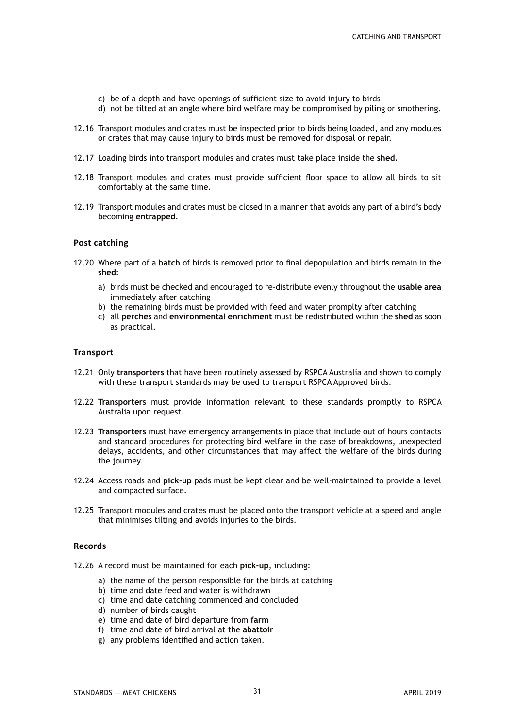c) be of a depth and have openings of sufficient size to avoid injury to birds
d) not be tilted at an angle where bird welfare may be compromised by piling or smothering.

12.16 Transport modules and crates must be inspected prior to birds being loaded, and any modules or crates that may cause injury to birds must be removed for disposal or repair.

12.17 Loading birds into transport modules and crates must take place inside the **shed.**

12.18 Transport modules and crates must provide sufficient floor space to allow all birds to sit comfortably at the same time.

12.19 Transport modules and crates must be closed in a manner that avoids any part of a bird's body becoming **entrapped**.

### Post catching

12.20 Where part of a **batch** of birds is removed prior to final depopulation and birds remain in the **shed**:

a) birds must be checked and encouraged to re-distribute evenly throughout the **usable area** immediately after catching
b) the remaining birds must be provided with feed and water promplty after catching
c) all **perches** and **environmental enrichment** must be redistributed within the **shed** as soon as practical.

### Transport

12.21 Only **transporters** that have been routinely assessed by RSPCA Australia and shown to comply with these transport standards may be used to transport RSPCA Approved birds.

12.22 **Transporters** must provide information relevant to these standards promptly to RSPCA Australia upon request.

12.23 **Transporters** must have emergency arrangements in place that include out of hours contacts and standard procedures for protecting bird welfare in the case of breakdowns, unexpected delays, accidents, and other circumstances that may affect the welfare of the birds during the journey.

12.24 Access roads and **pick-up** pads must be kept clear and be well-maintained to provide a level and compacted surface.

12.25 Transport modules and crates must be placed onto the transport vehicle at a speed and angle that minimises tilting and avoids injuries to the birds.

### Records

12.26 A record must be maintained for each **pick-up**, including:

a) the name of the person responsible for the birds at catching
b) time and date feed and water is withdrawn
c) time and date catching commenced and concluded
d) number of birds caught
e) time and date of bird departure from **farm**
f) time and date of bird arrival at the **abattoir**
g) any problems identified and action taken.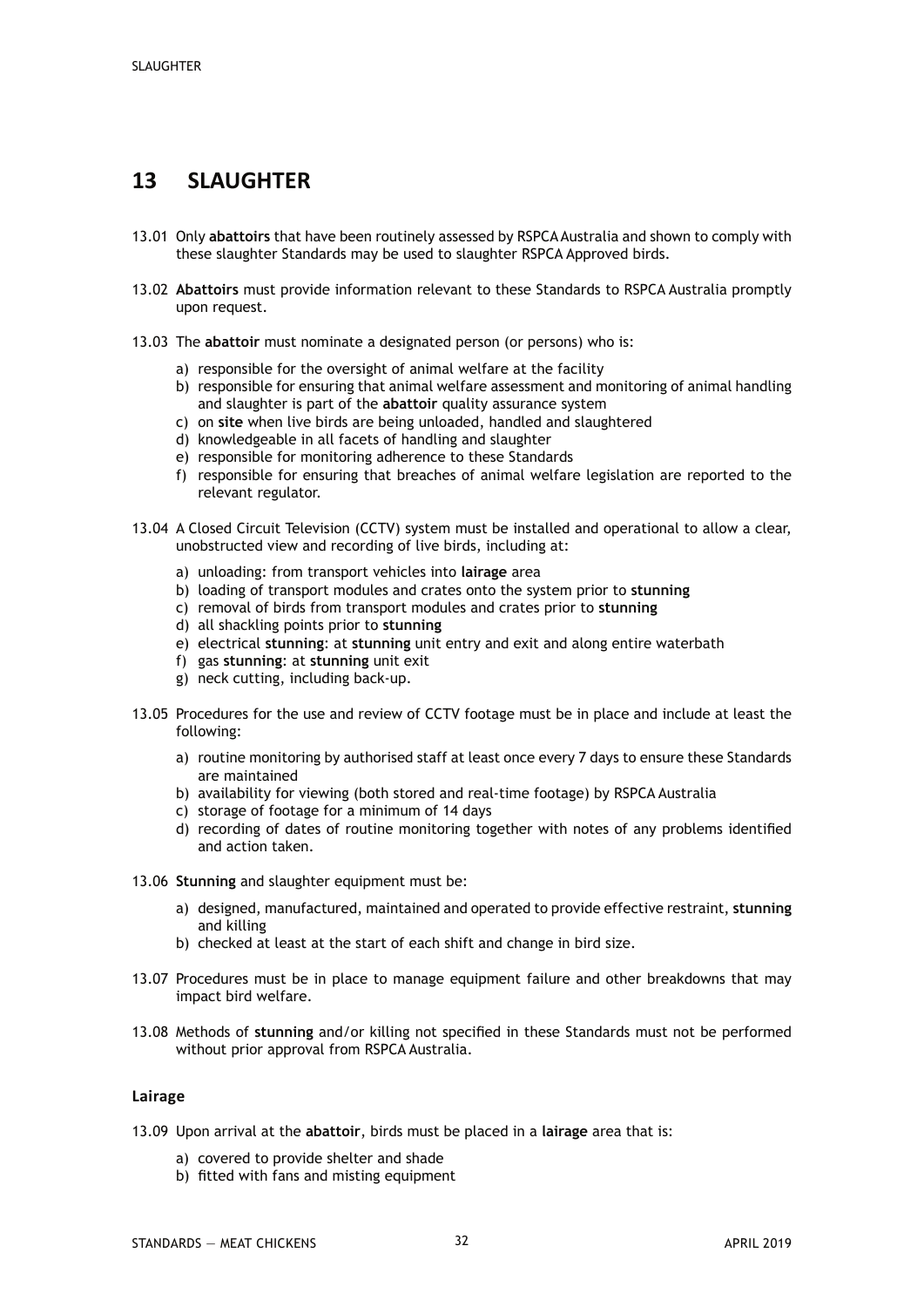# 13 SLAUGHTER

13.01 Only **abattoirs** that have been routinely assessed by RSPCA Australia and shown to comply with these slaughter Standards may be used to slaughter RSPCA Approved birds.

13.02 **Abattoirs** must provide information relevant to these Standards to RSPCA Australia promptly upon request.

13.03 The **abattoir** must nominate a designated person (or persons) who is:

- a) responsible for the oversight of animal welfare at the facility
- b) responsible for ensuring that animal welfare assessment and monitoring of animal handling and slaughter is part of the **abattoir** quality assurance system
- c) on **site** when live birds are being unloaded, handled and slaughtered
- d) knowledgeable in all facets of handling and slaughter
- e) responsible for monitoring adherence to these Standards
- f) responsible for ensuring that breaches of animal welfare legislation are reported to the relevant regulator.

13.04 A Closed Circuit Television (CCTV) system must be installed and operational to allow a clear, unobstructed view and recording of live birds, including at:

- a) unloading: from transport vehicles into **lairage** area
- b) loading of transport modules and crates onto the system prior to **stunning**
- c) removal of birds from transport modules and crates prior to **stunning**
- d) all shackling points prior to **stunning**
- e) electrical **stunning**: at **stunning** unit entry and exit and along entire waterbath
- f) gas **stunning**: at **stunning** unit exit
- g) neck cutting, including back-up.

13.05 Procedures for the use and review of CCTV footage must be in place and include at least the following:

- a) routine monitoring by authorised staff at least once every 7 days to ensure these Standards are maintained
- b) availability for viewing (both stored and real-time footage) by RSPCA Australia
- c) storage of footage for a minimum of 14 days
- d) recording of dates of routine monitoring together with notes of any problems identified and action taken.

13.06 **Stunning** and slaughter equipment must be:

- a) designed, manufactured, maintained and operated to provide effective restraint, **stunning** and killing
- b) checked at least at the start of each shift and change in bird size.

13.07 Procedures must be in place to manage equipment failure and other breakdowns that may impact bird welfare.

13.08 Methods of **stunning** and/or killing not specified in these Standards must not be performed without prior approval from RSPCA Australia.

### Lairage

13.09 Upon arrival at the **abattoir**, birds must be placed in a **lairage** area that is:

- a) covered to provide shelter and shade
- b) fitted with fans and misting equipment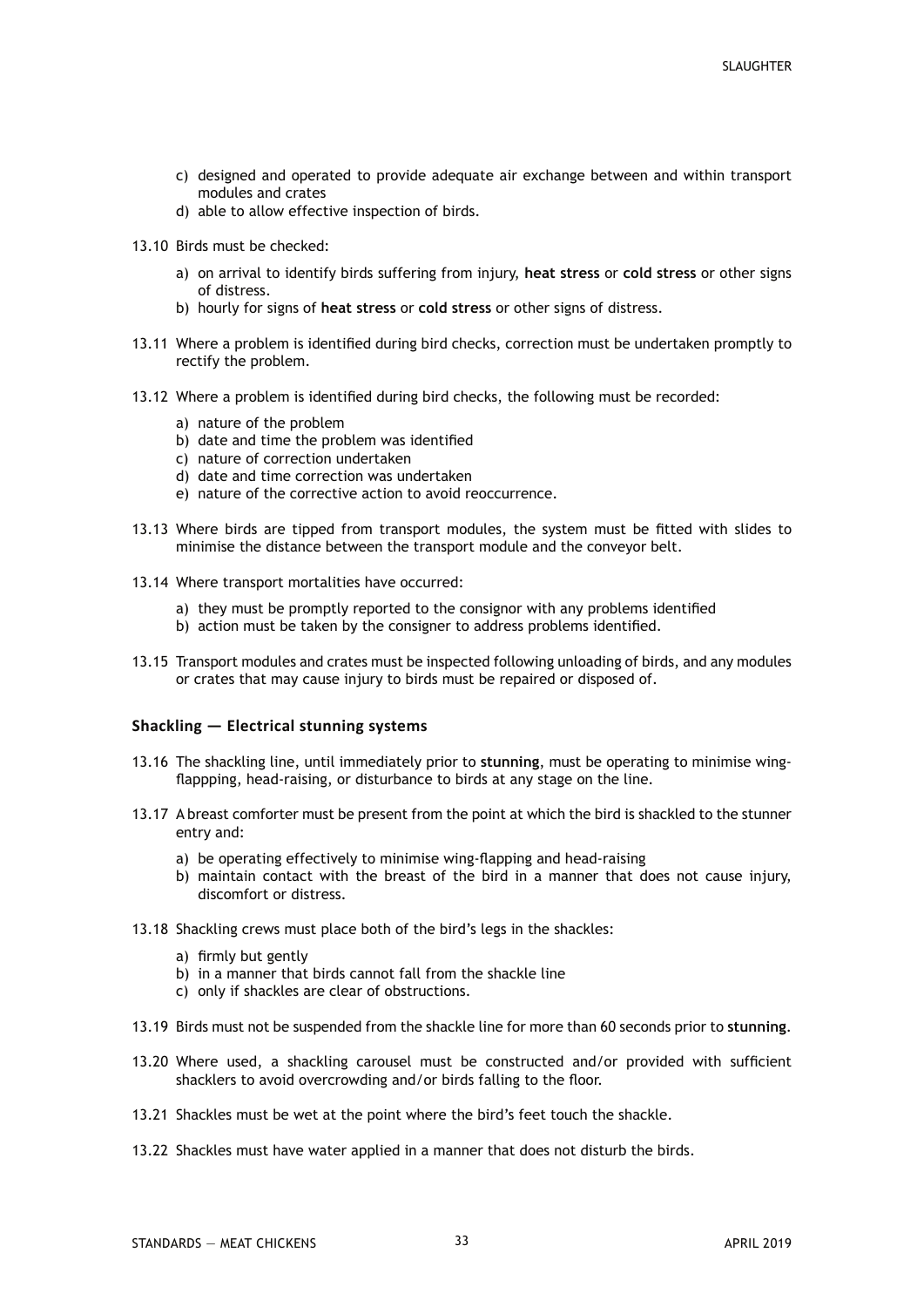c) designed and operated to provide adequate air exchange between and within transport modules and crates
d) able to allow effective inspection of birds.

13.10 Birds must be checked:

a) on arrival to identify birds suffering from injury, **heat stress** or **cold stress** or other signs of distress.
b) hourly for signs of **heat stress** or **cold stress** or other signs of distress.

13.11 Where a problem is identified during bird checks, correction must be undertaken promptly to rectify the problem.

13.12 Where a problem is identified during bird checks, the following must be recorded:

a) nature of the problem
b) date and time the problem was identified
c) nature of correction undertaken
d) date and time correction was undertaken
e) nature of the corrective action to avoid reoccurrence.

13.13 Where birds are tipped from transport modules, the system must be fitted with slides to minimise the distance between the transport module and the conveyor belt.

13.14 Where transport mortalities have occurred:

a) they must be promptly reported to the consignor with any problems identified
b) action must be taken by the consigner to address problems identified.

13.15 Transport modules and crates must be inspected following unloading of birds, and any modules or crates that may cause injury to birds must be repaired or disposed of.

### Shackling — Electrical stunning systems

13.16 The shackling line, until immediately prior to **stunning**, must be operating to minimise wing-flappping, head-raising, or disturbance to birds at any stage on the line.

13.17 A breast comforter must be present from the point at which the bird is shackled to the stunner entry and:

a) be operating effectively to minimise wing-flapping and head-raising
b) maintain contact with the breast of the bird in a manner that does not cause injury, discomfort or distress.

13.18 Shackling crews must place both of the bird's legs in the shackles:

a) firmly but gently
b) in a manner that birds cannot fall from the shackle line
c) only if shackles are clear of obstructions.

13.19 Birds must not be suspended from the shackle line for more than 60 seconds prior to **stunning**.

13.20 Where used, a shackling carousel must be constructed and/or provided with sufficient shacklers to avoid overcrowding and/or birds falling to the floor.

13.21 Shackles must be wet at the point where the bird's feet touch the shackle.

13.22 Shackles must have water applied in a manner that does not disturb the birds.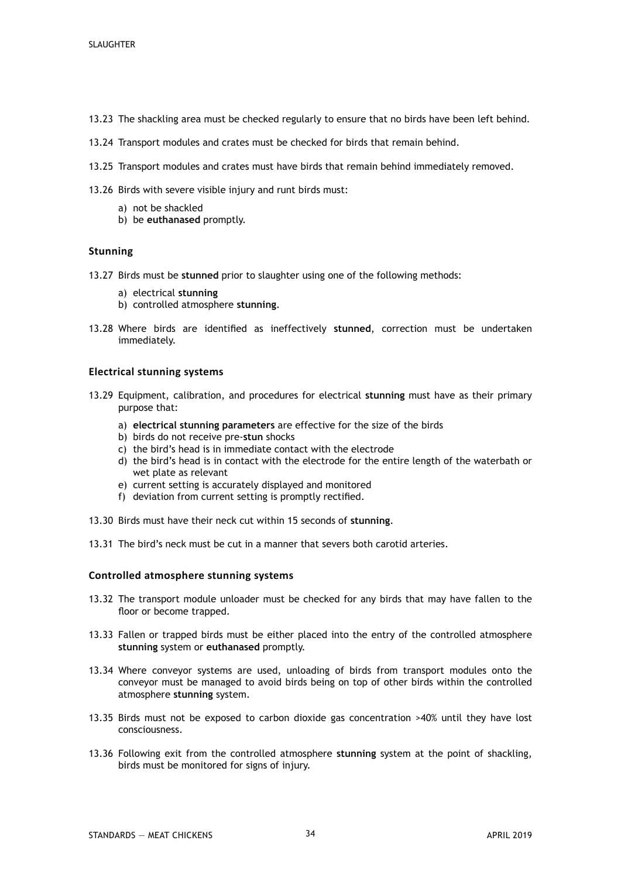13.23 The shackling area must be checked regularly to ensure that no birds have been left behind.

13.24 Transport modules and crates must be checked for birds that remain behind.

13.25 Transport modules and crates must have birds that remain behind immediately removed.

13.26 Birds with severe visible injury and runt birds must:

- a) not be shackled
- b) be **euthanased** promptly.

### Stunning

13.27 Birds must be **stunned** prior to slaughter using one of the following methods:

- a) electrical **stunning**
- b) controlled atmosphere **stunning**.

13.28 Where birds are identified as ineffectively **stunned**, correction must be undertaken immediately.

### Electrical stunning systems

13.29 Equipment, calibration, and procedures for electrical **stunning** must have as their primary purpose that:

- a) **electrical stunning parameters** are effective for the size of the birds
- b) birds do not receive pre-**stun** shocks
- c) the bird's head is in immediate contact with the electrode
- d) the bird's head is in contact with the electrode for the entire length of the waterbath or wet plate as relevant
- e) current setting is accurately displayed and monitored
- f) deviation from current setting is promptly rectified.

13.30 Birds must have their neck cut within 15 seconds of **stunning**.

13.31 The bird's neck must be cut in a manner that severs both carotid arteries.

### Controlled atmosphere stunning systems

13.32 The transport module unloader must be checked for any birds that may have fallen to the floor or become trapped.

13.33 Fallen or trapped birds must be either placed into the entry of the controlled atmosphere **stunning** system or **euthanased** promptly.

13.34 Where conveyor systems are used, unloading of birds from transport modules onto the conveyor must be managed to avoid birds being on top of other birds within the controlled atmosphere **stunning** system.

13.35 Birds must not be exposed to carbon dioxide gas concentration >40% until they have lost consciousness.

13.36 Following exit from the controlled atmosphere **stunning** system at the point of shackling, birds must be monitored for signs of injury.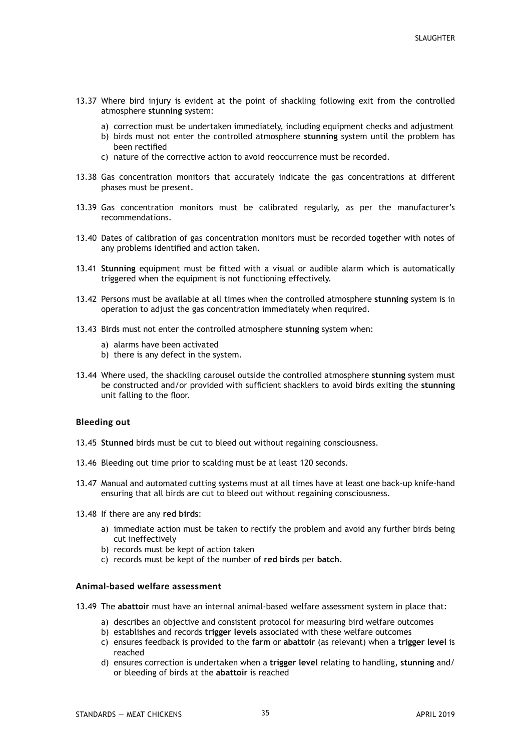13.37 Where bird injury is evident at the point of shackling following exit from the controlled atmosphere **stunning** system:

  a) correction must be undertaken immediately, including equipment checks and adjustment
  b) birds must not enter the controlled atmosphere **stunning** system until the problem has been rectified
  c) nature of the corrective action to avoid reoccurrence must be recorded.

13.38 Gas concentration monitors that accurately indicate the gas concentrations at different phases must be present.

13.39 Gas concentration monitors must be calibrated regularly, as per the manufacturer's recommendations.

13.40 Dates of calibration of gas concentration monitors must be recorded together with notes of any problems identified and action taken.

13.41 **Stunning** equipment must be fitted with a visual or audible alarm which is automatically triggered when the equipment is not functioning effectively.

13.42 Persons must be available at all times when the controlled atmosphere **stunning** system is in operation to adjust the gas concentration immediately when required.

13.43 Birds must not enter the controlled atmosphere **stunning** system when:

  a) alarms have been activated
  b) there is any defect in the system.

13.44 Where used, the shackling carousel outside the controlled atmosphere **stunning** system must be constructed and/or provided with sufficient shacklers to avoid birds exiting the **stunning** unit falling to the floor.

### Bleeding out

13.45 **Stunned** birds must be cut to bleed out without regaining consciousness.

13.46 Bleeding out time prior to scalding must be at least 120 seconds.

13.47 Manual and automated cutting systems must at all times have at least one back-up knife-hand ensuring that all birds are cut to bleed out without regaining consciousness.

13.48 If there are any **red birds**:

  a) immediate action must be taken to rectify the problem and avoid any further birds being cut ineffectively
  b) records must be kept of action taken
  c) records must be kept of the number of **red birds** per **batch**.

### Animal-based welfare assessment

13.49 The **abattoir** must have an internal animal-based welfare assessment system in place that:

  a) describes an objective and consistent protocol for measuring bird welfare outcomes
  b) establishes and records **trigger levels** associated with these welfare outcomes
  c) ensures feedback is provided to the **farm** or **abattoir** (as relevant) when a **trigger level** is reached
  d) ensures correction is undertaken when a **trigger level** relating to handling, **stunning** and/or bleeding of birds at the **abattoir** is reached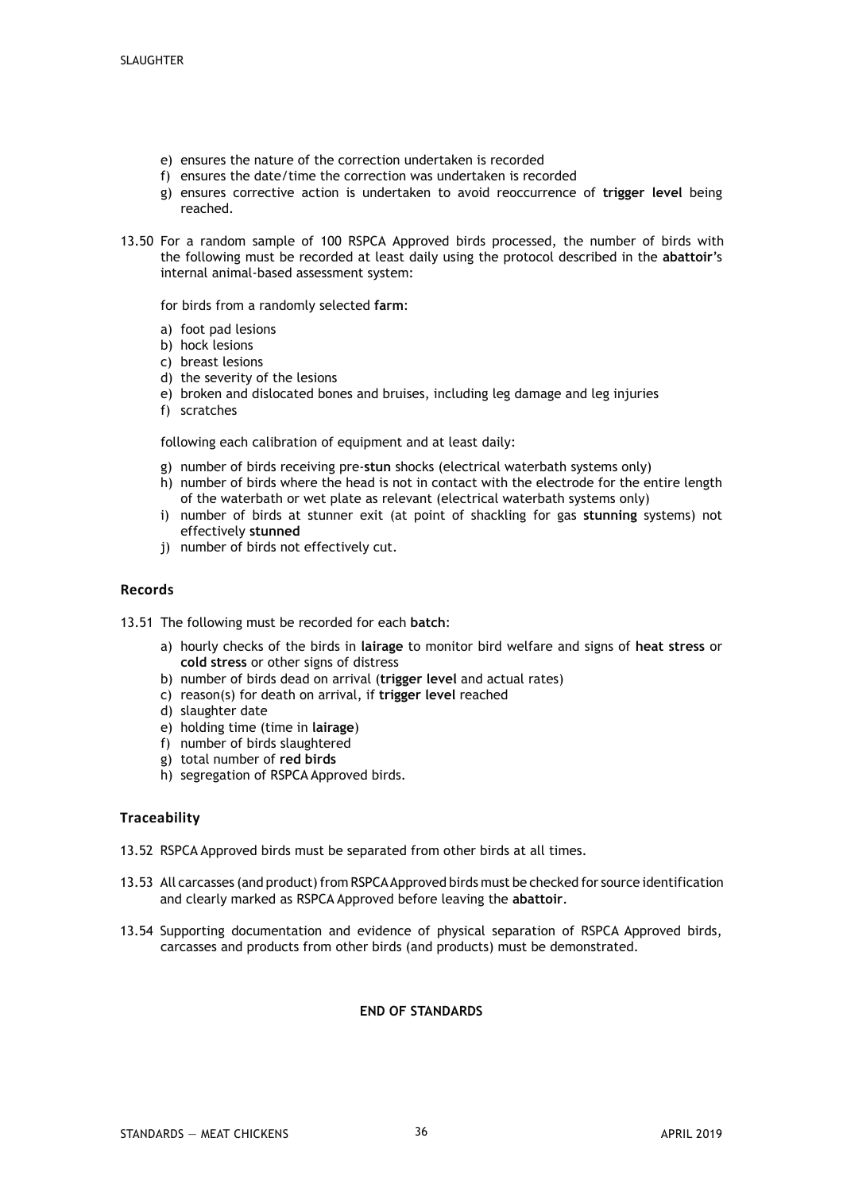e) ensures the nature of the correction undertaken is recorded
f) ensures the date/time the correction was undertaken is recorded
g) ensures corrective action is undertaken to avoid reoccurrence of **trigger level** being reached.

13.50 For a random sample of 100 RSPCA Approved birds processed, the number of birds with the following must be recorded at least daily using the protocol described in the **abattoir**'s internal animal-based assessment system:

for birds from a randomly selected **farm**:

a) foot pad lesions
b) hock lesions
c) breast lesions
d) the severity of the lesions
e) broken and dislocated bones and bruises, including leg damage and leg injuries
f) scratches

following each calibration of equipment and at least daily:

g) number of birds receiving pre-**stun** shocks (electrical waterbath systems only)
h) number of birds where the head is not in contact with the electrode for the entire length of the waterbath or wet plate as relevant (electrical waterbath systems only)
i) number of birds at stunner exit (at point of shackling for gas **stunning** systems) not effectively **stunned**
j) number of birds not effectively cut.

### Records

13.51 The following must be recorded for each **batch**:

a) hourly checks of the birds in **lairage** to monitor bird welfare and signs of **heat stress** or **cold stress** or other signs of distress
b) number of birds dead on arrival (**trigger level** and actual rates)
c) reason(s) for death on arrival, if **trigger level** reached
d) slaughter date
e) holding time (time in **lairage**)
f) number of birds slaughtered
g) total number of **red birds**
h) segregation of RSPCA Approved birds.

### Traceability

13.52 RSPCA Approved birds must be separated from other birds at all times.

13.53 All carcasses (and product) from RSPCA Approved birds must be checked for source identification and clearly marked as RSPCA Approved before leaving the **abattoir**.

13.54 Supporting documentation and evidence of physical separation of RSPCA Approved birds, carcasses and products from other birds (and products) must be demonstrated.

**END OF STANDARDS**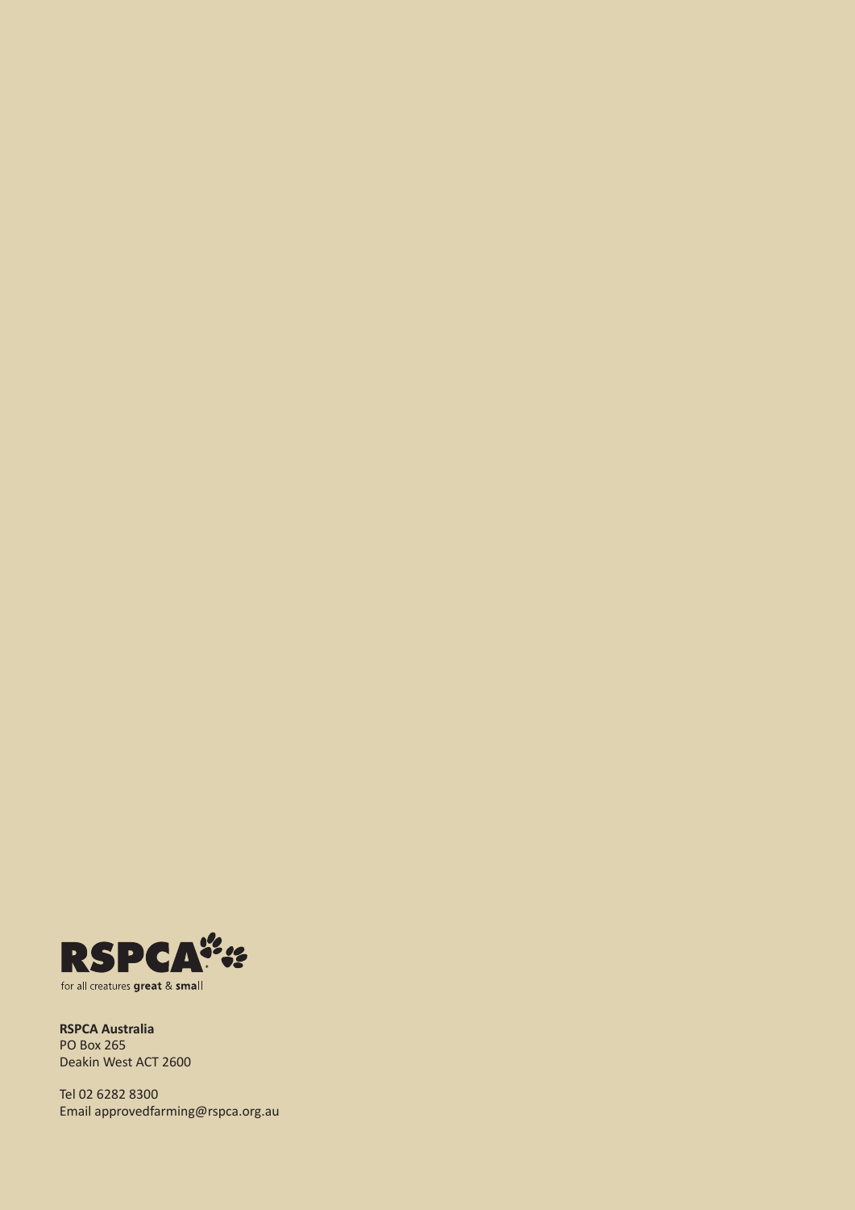RSPCA

for all creatures **great** & **sma**ll

**RSPCA Australia**
PO Box 265
Deakin West ACT 2600

Tel 02 6282 8300
Email approvedfarming@rspca.org.au